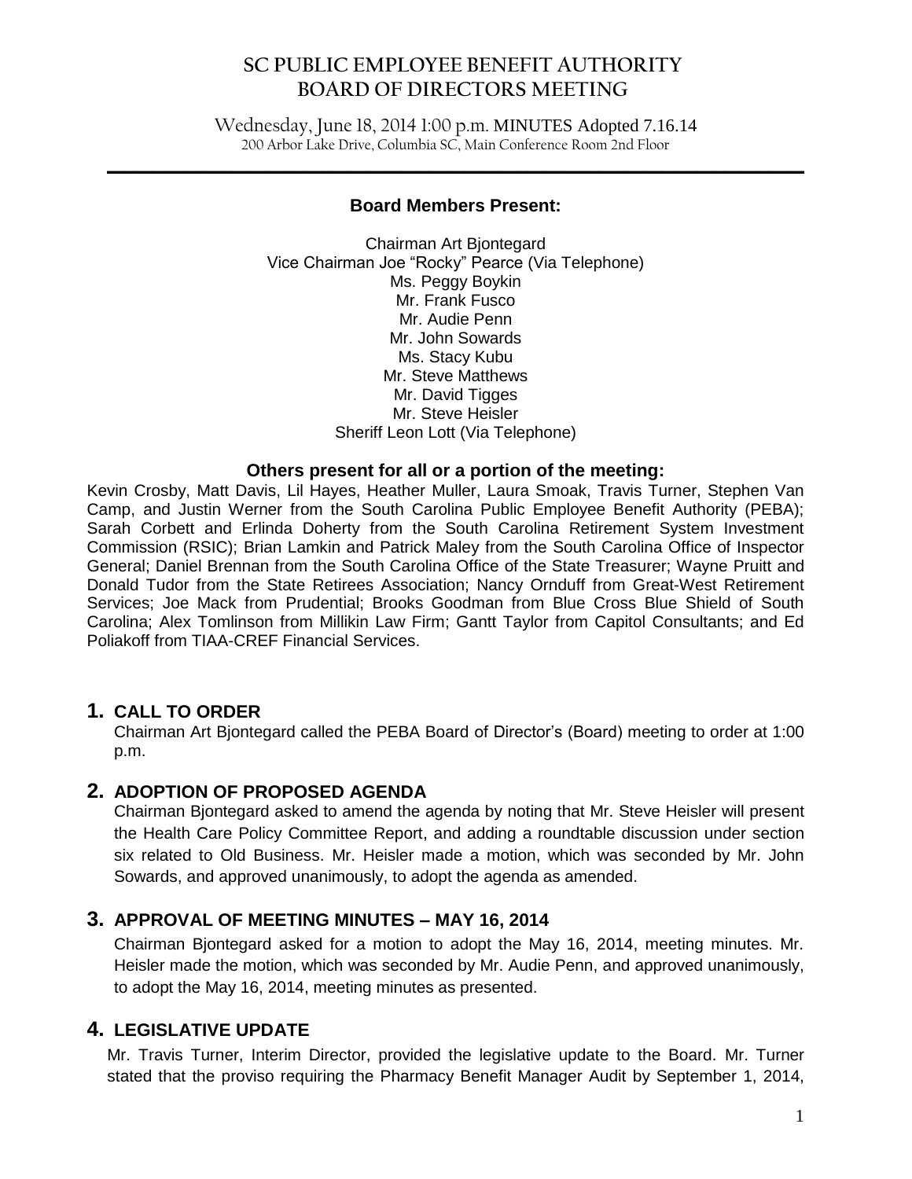# SC PUBLIC EMPLOYEE BENEFIT AUTHORITY BOARD OF DIRECTORS MEETING

Wednesday, June 18, 2014 1:00 p.m. MINUTES Adopted 7.16.14
200 Arbor Lake Drive, Columbia SC, Main Conference Room 2nd Floor

---

**Board Members Present:**

Chairman Art Bjontegard
Vice Chairman Joe "Rocky" Pearce (Via Telephone)
Ms. Peggy Boykin
Mr. Frank Fusco
Mr. Audie Penn
Mr. John Sowards
Ms. Stacy Kubu
Mr. Steve Matthews
Mr. David Tigges
Mr. Steve Heisler
Sheriff Leon Lott (Via Telephone)

**Others present for all or a portion of the meeting:**

Kevin Crosby, Matt Davis, Lil Hayes, Heather Muller, Laura Smoak, Travis Turner, Stephen Van Camp, and Justin Werner from the South Carolina Public Employee Benefit Authority (PEBA); Sarah Corbett and Erlinda Doherty from the South Carolina Retirement System Investment Commission (RSIC); Brian Lamkin and Patrick Maley from the South Carolina Office of Inspector General; Daniel Brennan from the South Carolina Office of the State Treasurer; Wayne Pruitt and Donald Tudor from the State Retirees Association; Nancy Ornduff from Great-West Retirement Services; Joe Mack from Prudential; Brooks Goodman from Blue Cross Blue Shield of South Carolina; Alex Tomlinson from Millikin Law Firm; Gantt Taylor from Capitol Consultants; and Ed Poliakoff from TIAA-CREF Financial Services.

## 1. CALL TO ORDER

Chairman Art Bjontegard called the PEBA Board of Director's (Board) meeting to order at 1:00 p.m.

## 2. ADOPTION OF PROPOSED AGENDA

Chairman Bjontegard asked to amend the agenda by noting that Mr. Steve Heisler will present the Health Care Policy Committee Report, and adding a roundtable discussion under section six related to Old Business. Mr. Heisler made a motion, which was seconded by Mr. John Sowards, and approved unanimously, to adopt the agenda as amended.

## 3. APPROVAL OF MEETING MINUTES – MAY 16, 2014

Chairman Bjontegard asked for a motion to adopt the May 16, 2014, meeting minutes. Mr. Heisler made the motion, which was seconded by Mr. Audie Penn, and approved unanimously, to adopt the May 16, 2014, meeting minutes as presented.

## 4. LEGISLATIVE UPDATE

Mr. Travis Turner, Interim Director, provided the legislative update to the Board. Mr. Turner stated that the proviso requiring the Pharmacy Benefit Manager Audit by September 1, 2014,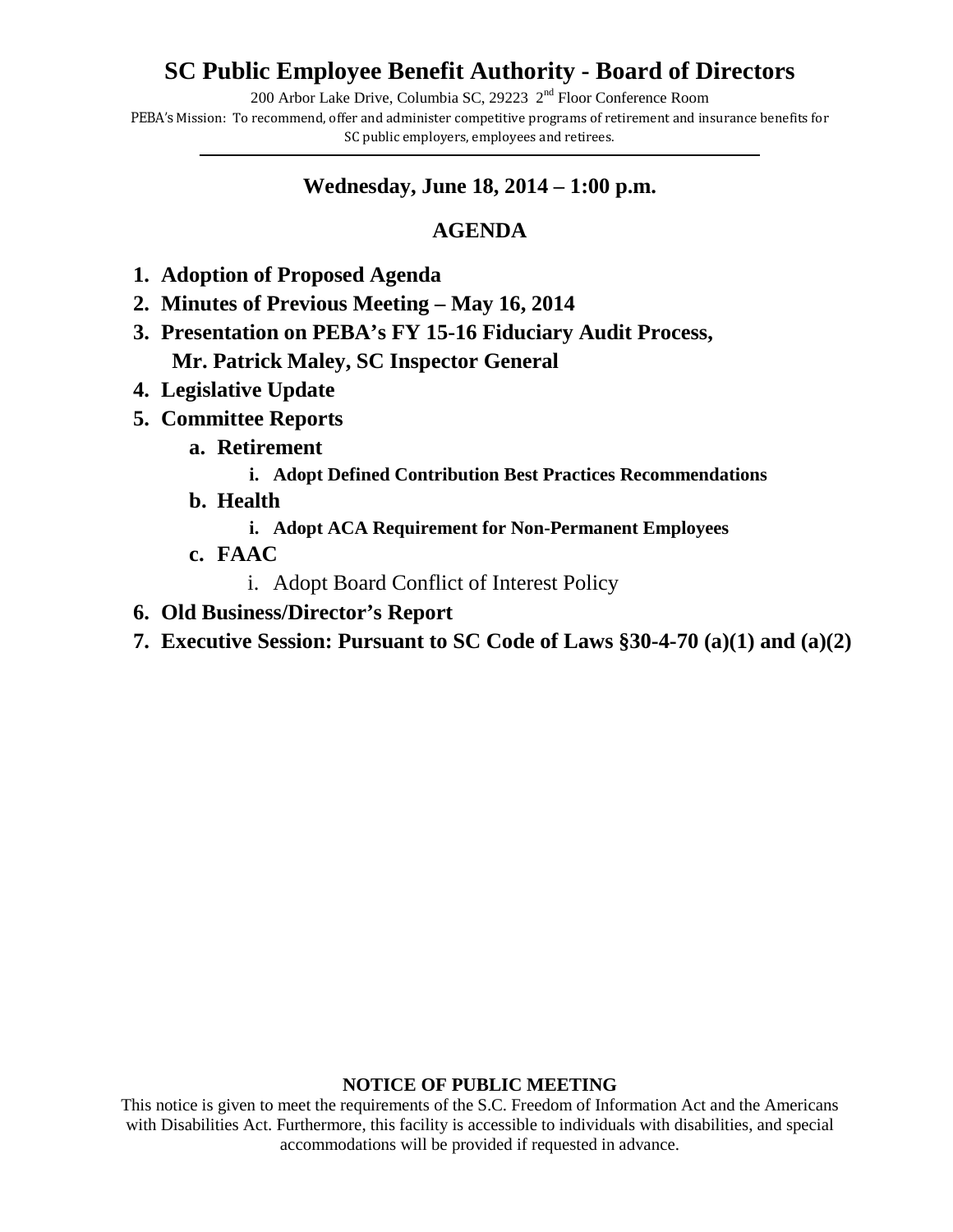# SC Public Employee Benefit Authority - Board of Directors

200 Arbor Lake Drive, Columbia SC, 29223 2nd Floor Conference Room

PEBA's Mission: To recommend, offer and administer competitive programs of retirement and insurance benefits for SC public employers, employees and retirees.

---

**Wednesday, June 18, 2014 – 1:00 p.m.**

## AGENDA

1. **Adoption of Proposed Agenda**
2. **Minutes of Previous Meeting – May 16, 2014**
3. **Presentation on PEBA's FY 15-16 Fiduciary Audit Process,**
   **Mr. Patrick Maley, SC Inspector General**
4. **Legislative Update**
5. **Committee Reports**
   a. **Retirement**
      i. **Adopt Defined Contribution Best Practices Recommendations**
   b. **Health**
      i. **Adopt ACA Requirement for Non-Permanent Employees**
   c. **FAAC**
      i. Adopt Board Conflict of Interest Policy
6. **Old Business/Director's Report**
7. **Executive Session: Pursuant to SC Code of Laws §30-4-70 (a)(1) and (a)(2)**

**NOTICE OF PUBLIC MEETING**

This notice is given to meet the requirements of the S.C. Freedom of Information Act and the Americans with Disabilities Act. Furthermore, this facility is accessible to individuals with disabilities, and special accommodations will be provided if requested in advance.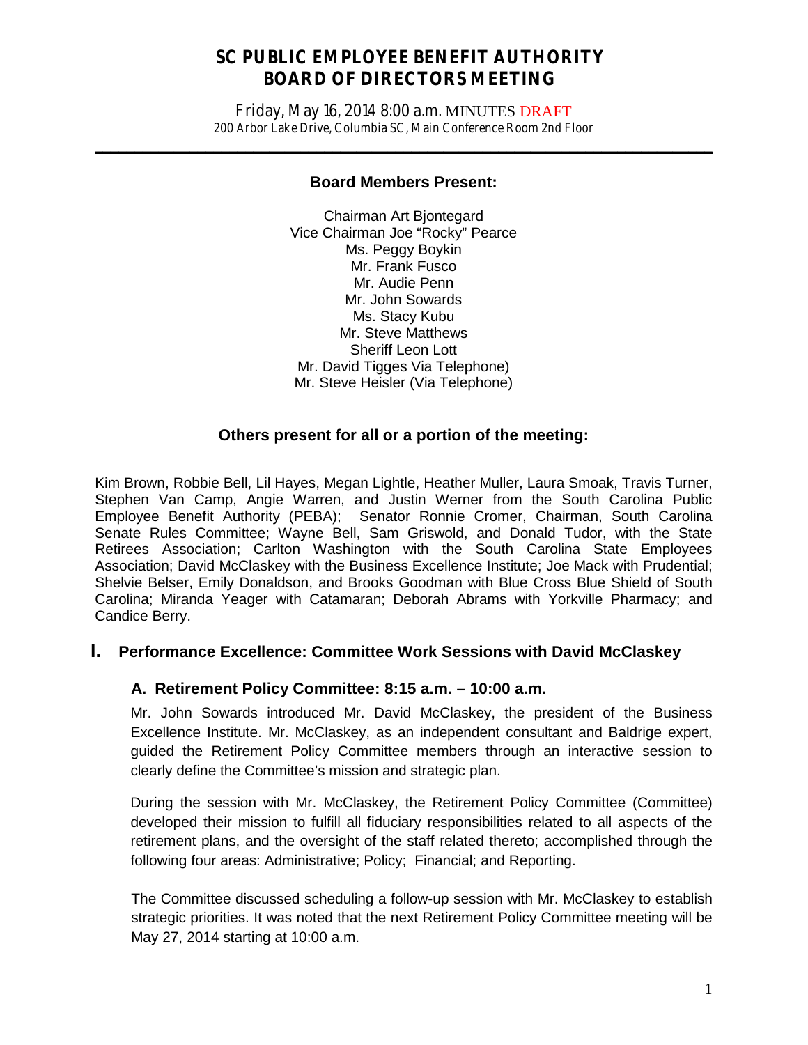# SC PUBLIC EMPLOYEE BENEFIT AUTHORITY
# BOARD OF DIRECTORS MEETING

Friday, May 16, 2014 8:00 a.m. MINUTES DRAFT
200 Arbor Lake Drive, Columbia SC, Main Conference Room 2nd Floor

---

**Board Members Present:**

Chairman Art Bjontegard
Vice Chairman Joe "Rocky" Pearce
Ms. Peggy Boykin
Mr. Frank Fusco
Mr. Audie Penn
Mr. John Sowards
Ms. Stacy Kubu
Mr. Steve Matthews
Sheriff Leon Lott
Mr. David Tigges Via Telephone)
Mr. Steve Heisler (Via Telephone)

**Others present for all or a portion of the meeting:**

Kim Brown, Robbie Bell, Lil Hayes, Megan Lightle, Heather Muller, Laura Smoak, Travis Turner, Stephen Van Camp, Angie Warren, and Justin Werner from the South Carolina Public Employee Benefit Authority (PEBA); Senator Ronnie Cromer, Chairman, South Carolina Senate Rules Committee; Wayne Bell, Sam Griswold, and Donald Tudor, with the State Retirees Association; Carlton Washington with the South Carolina State Employees Association; David McClaskey with the Business Excellence Institute; Joe Mack with Prudential; Shelvie Belser, Emily Donaldson, and Brooks Goodman with Blue Cross Blue Shield of South Carolina; Miranda Yeager with Catamaran; Deborah Abrams with Yorkville Pharmacy; and Candice Berry.

## I. Performance Excellence: Committee Work Sessions with David McClaskey

### A. Retirement Policy Committee: 8:15 a.m. – 10:00 a.m.

Mr. John Sowards introduced Mr. David McClaskey, the president of the Business Excellence Institute. Mr. McClaskey, as an independent consultant and Baldrige expert, guided the Retirement Policy Committee members through an interactive session to clearly define the Committee's mission and strategic plan.

During the session with Mr. McClaskey, the Retirement Policy Committee (Committee) developed their mission to fulfill all fiduciary responsibilities related to all aspects of the retirement plans, and the oversight of the staff related thereto; accomplished through the following four areas: Administrative; Policy; Financial; and Reporting.

The Committee discussed scheduling a follow-up session with Mr. McClaskey to establish strategic priorities. It was noted that the next Retirement Policy Committee meeting will be May 27, 2014 starting at 10:00 a.m.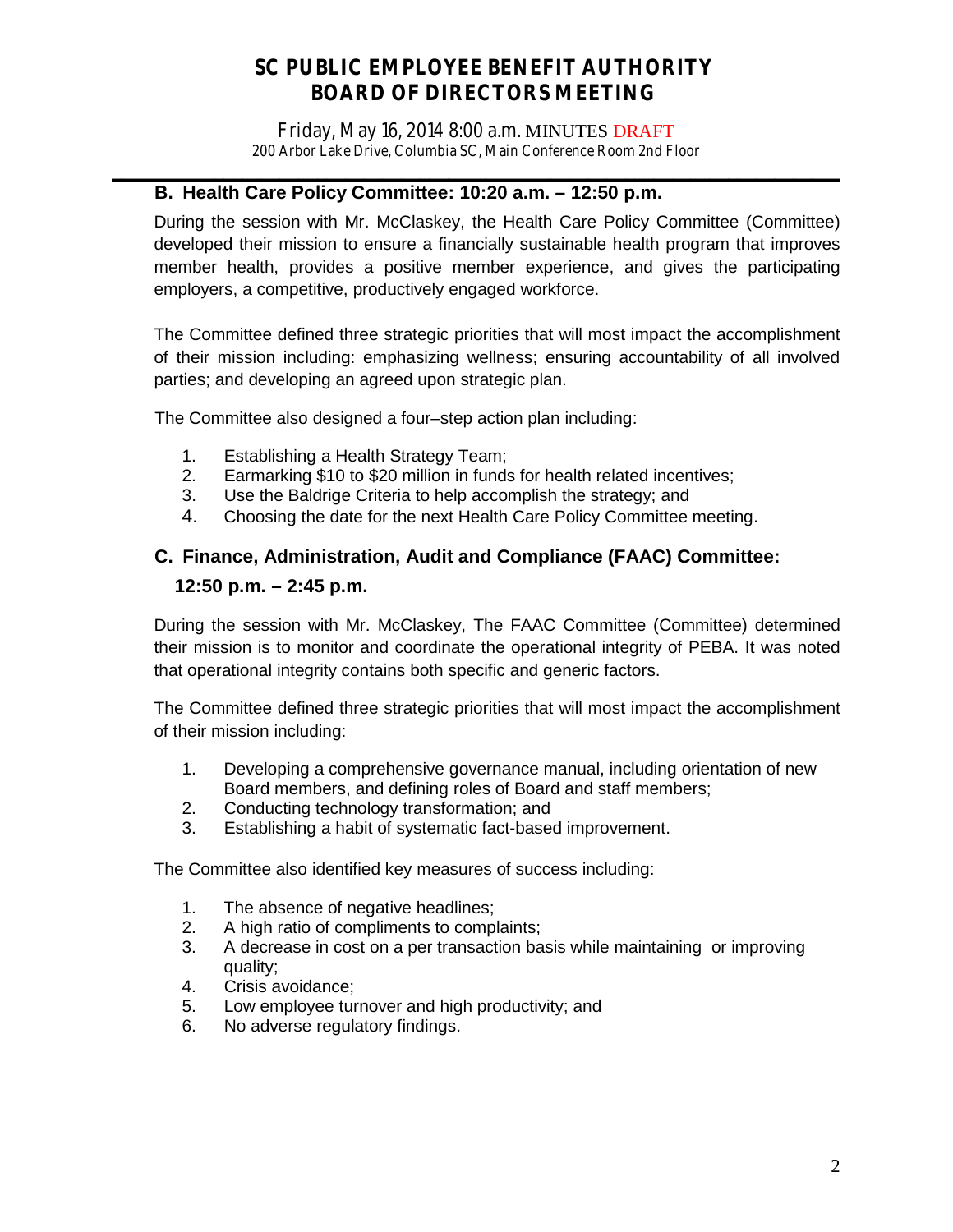## B. Health Care Policy Committee: 10:20 a.m. – 12:50 p.m.

During the session with Mr. McClaskey, the Health Care Policy Committee (Committee) developed their mission to ensure a financially sustainable health program that improves member health, provides a positive member experience, and gives the participating employers, a competitive, productively engaged workforce.

The Committee defined three strategic priorities that will most impact the accomplishment of their mission including: emphasizing wellness; ensuring accountability of all involved parties; and developing an agreed upon strategic plan.

The Committee also designed a four–step action plan including:

1. Establishing a Health Strategy Team;
2. Earmarking $10 to $20 million in funds for health related incentives;
3. Use the Baldrige Criteria to help accomplish the strategy; and
4. Choosing the date for the next Health Care Policy Committee meeting.

## C. Finance, Administration, Audit and Compliance (FAAC) Committee: 12:50 p.m. – 2:45 p.m.

During the session with Mr. McClaskey, The FAAC Committee (Committee) determined their mission is to monitor and coordinate the operational integrity of PEBA. It was noted that operational integrity contains both specific and generic factors.

The Committee defined three strategic priorities that will most impact the accomplishment of their mission including:

1. Developing a comprehensive governance manual, including orientation of new Board members, and defining roles of Board and staff members;
2. Conducting technology transformation; and
3. Establishing a habit of systematic fact-based improvement.

The Committee also identified key measures of success including:

1. The absence of negative headlines;
2. A high ratio of compliments to complaints;
3. A decrease in cost on a per transaction basis while maintaining or improving quality;
4. Crisis avoidance;
5. Low employee turnover and high productivity; and
6. No adverse regulatory findings.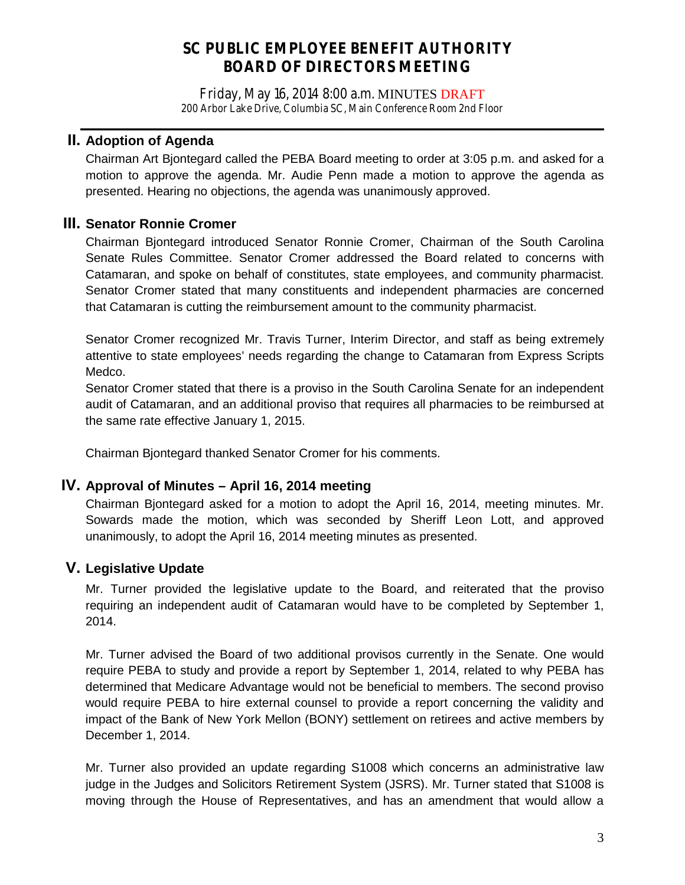# SC PUBLIC EMPLOYEE BENEFIT AUTHORITY
# BOARD OF DIRECTORS MEETING

Friday, May 16, 2014 8:00 a.m. MINUTES DRAFT
200 Arbor Lake Drive, Columbia SC, Main Conference Room 2nd Floor

## II. Adoption of Agenda

Chairman Art Bjontegard called the PEBA Board meeting to order at 3:05 p.m. and asked for a motion to approve the agenda. Mr. Audie Penn made a motion to approve the agenda as presented. Hearing no objections, the agenda was unanimously approved.

## III. Senator Ronnie Cromer

Chairman Bjontegard introduced Senator Ronnie Cromer, Chairman of the South Carolina Senate Rules Committee. Senator Cromer addressed the Board related to concerns with Catamaran, and spoke on behalf of constitutes, state employees, and community pharmacist. Senator Cromer stated that many constituents and independent pharmacies are concerned that Catamaran is cutting the reimbursement amount to the community pharmacist.

Senator Cromer recognized Mr. Travis Turner, Interim Director, and staff as being extremely attentive to state employees' needs regarding the change to Catamaran from Express Scripts Medco.

Senator Cromer stated that there is a proviso in the South Carolina Senate for an independent audit of Catamaran, and an additional proviso that requires all pharmacies to be reimbursed at the same rate effective January 1, 2015.

Chairman Bjontegard thanked Senator Cromer for his comments.

## IV. Approval of Minutes – April 16, 2014 meeting

Chairman Bjontegard asked for a motion to adopt the April 16, 2014, meeting minutes. Mr. Sowards made the motion, which was seconded by Sheriff Leon Lott, and approved unanimously, to adopt the April 16, 2014 meeting minutes as presented.

## V. Legislative Update

Mr. Turner provided the legislative update to the Board, and reiterated that the proviso requiring an independent audit of Catamaran would have to be completed by September 1, 2014.

Mr. Turner advised the Board of two additional provisos currently in the Senate. One would require PEBA to study and provide a report by September 1, 2014, related to why PEBA has determined that Medicare Advantage would not be beneficial to members. The second proviso would require PEBA to hire external counsel to provide a report concerning the validity and impact of the Bank of New York Mellon (BONY) settlement on retirees and active members by December 1, 2014.

Mr. Turner also provided an update regarding S1008 which concerns an administrative law judge in the Judges and Solicitors Retirement System (JSRS). Mr. Turner stated that S1008 is moving through the House of Representatives, and has an amendment that would allow a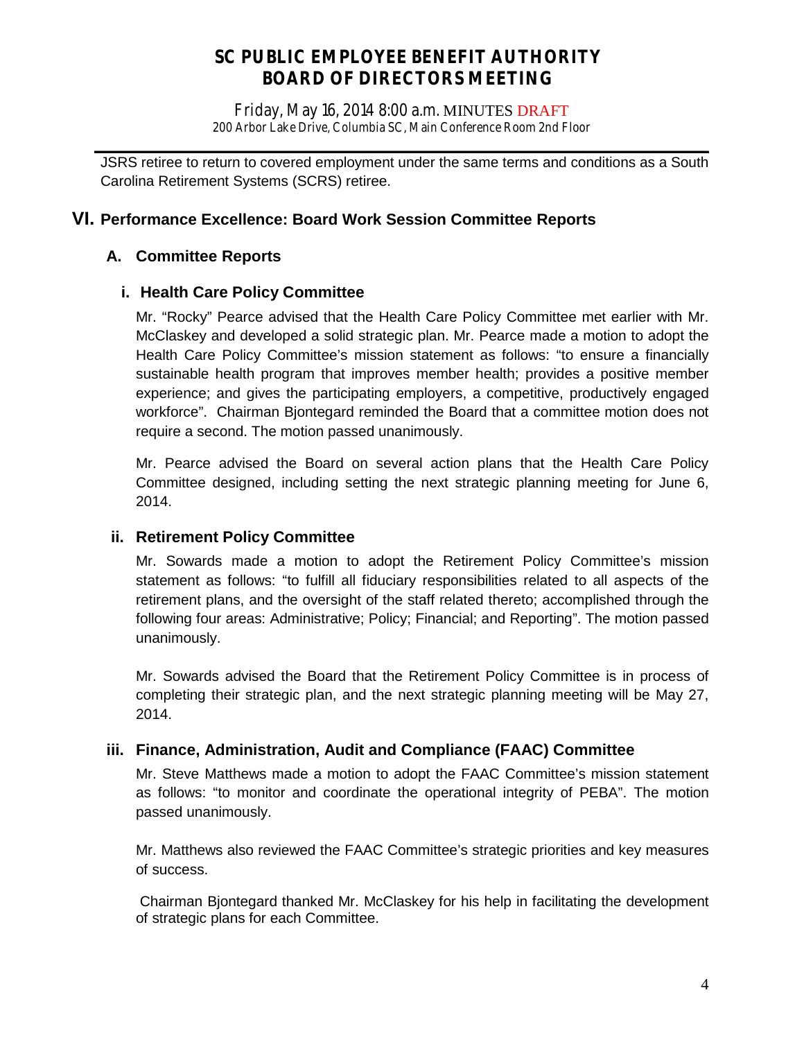JSRS retiree to return to covered employment under the same terms and conditions as a South Carolina Retirement Systems (SCRS) retiree.

## VI. Performance Excellence: Board Work Session Committee Reports

### A. Committee Reports

#### i. Health Care Policy Committee

Mr. "Rocky" Pearce advised that the Health Care Policy Committee met earlier with Mr. McClaskey and developed a solid strategic plan. Mr. Pearce made a motion to adopt the Health Care Policy Committee's mission statement as follows: "to ensure a financially sustainable health program that improves member health; provides a positive member experience; and gives the participating employers, a competitive, productively engaged workforce". Chairman Bjontegard reminded the Board that a committee motion does not require a second. The motion passed unanimously.

Mr. Pearce advised the Board on several action plans that the Health Care Policy Committee designed, including setting the next strategic planning meeting for June 6, 2014.

#### ii. Retirement Policy Committee

Mr. Sowards made a motion to adopt the Retirement Policy Committee's mission statement as follows: "to fulfill all fiduciary responsibilities related to all aspects of the retirement plans, and the oversight of the staff related thereto; accomplished through the following four areas: Administrative; Policy; Financial; and Reporting". The motion passed unanimously.

Mr. Sowards advised the Board that the Retirement Policy Committee is in process of completing their strategic plan, and the next strategic planning meeting will be May 27, 2014.

#### iii. Finance, Administration, Audit and Compliance (FAAC) Committee

Mr. Steve Matthews made a motion to adopt the FAAC Committee's mission statement as follows: "to monitor and coordinate the operational integrity of PEBA". The motion passed unanimously.

Mr. Matthews also reviewed the FAAC Committee's strategic priorities and key measures of success.

Chairman Bjontegard thanked Mr. McClaskey for his help in facilitating the development of strategic plans for each Committee.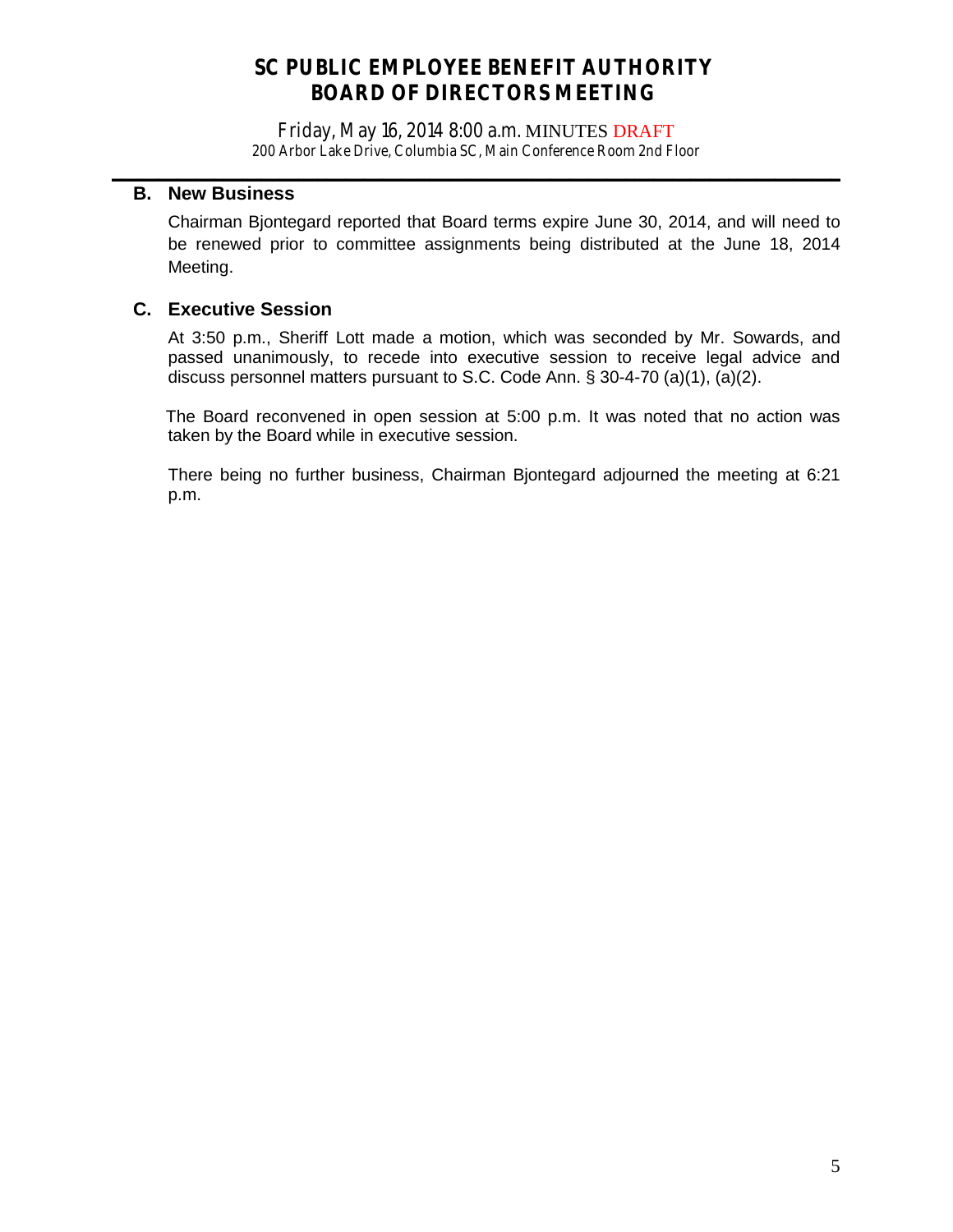# SC PUBLIC EMPLOYEE BENEFIT AUTHORITY
# BOARD OF DIRECTORS MEETING

Friday, May 16, 2014 8:00 a.m. MINUTES DRAFT
200 Arbor Lake Drive, Columbia SC, Main Conference Room 2nd Floor

---

## B. New Business

Chairman Bjontegard reported that Board terms expire June 30, 2014, and will need to be renewed prior to committee assignments being distributed at the June 18, 2014 Meeting.

## C. Executive Session

At 3:50 p.m., Sheriff Lott made a motion, which was seconded by Mr. Sowards, and passed unanimously, to recede into executive session to receive legal advice and discuss personnel matters pursuant to S.C. Code Ann. § 30-4-70 (a)(1), (a)(2).

The Board reconvened in open session at 5:00 p.m. It was noted that no action was taken by the Board while in executive session.

There being no further business, Chairman Bjontegard adjourned the meeting at 6:21 p.m.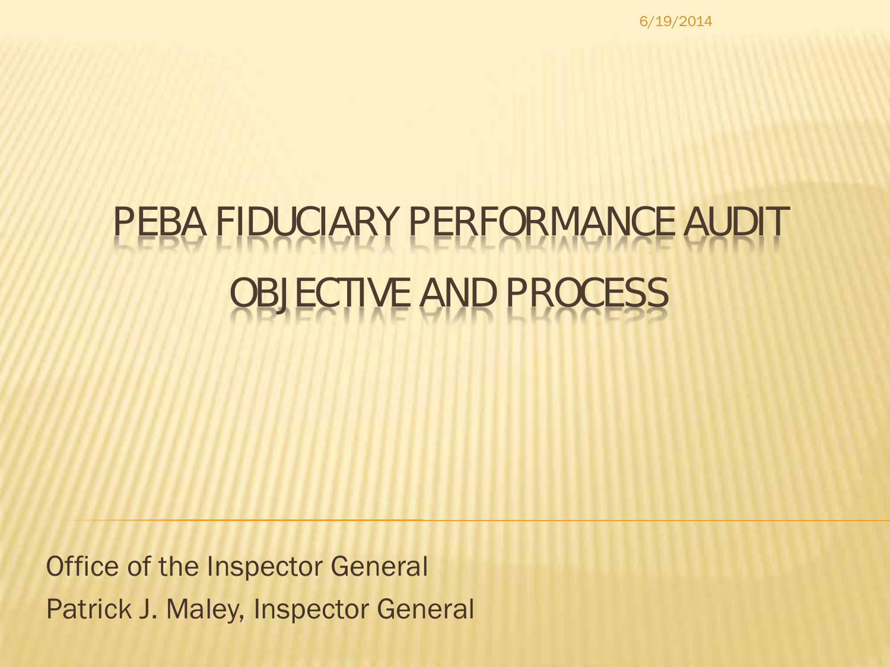# PEBA FIDUCIARY PERFORMANCE AUDIT OBJECTIVE AND PROCESS

Office of the Inspector General

Patrick J. Maley, Inspector General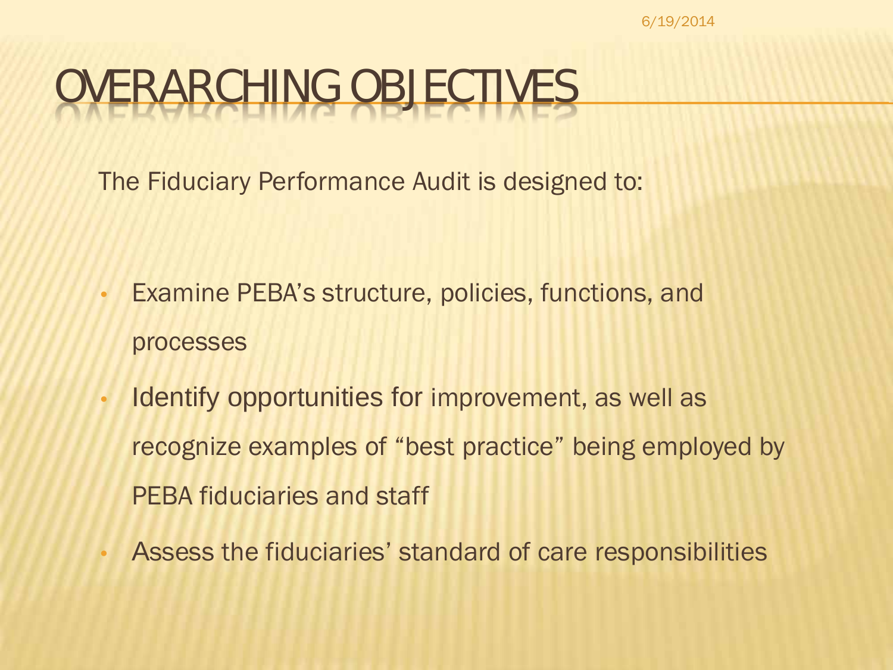# OVERARCHING OBJECTIVES

The Fiduciary Performance Audit is designed to:

- Examine PEBA's structure, policies, functions, and processes
- Identify opportunities for improvement, as well as recognize examples of "best practice" being employed by PEBA fiduciaries and staff
- Assess the fiduciaries' standard of care responsibilities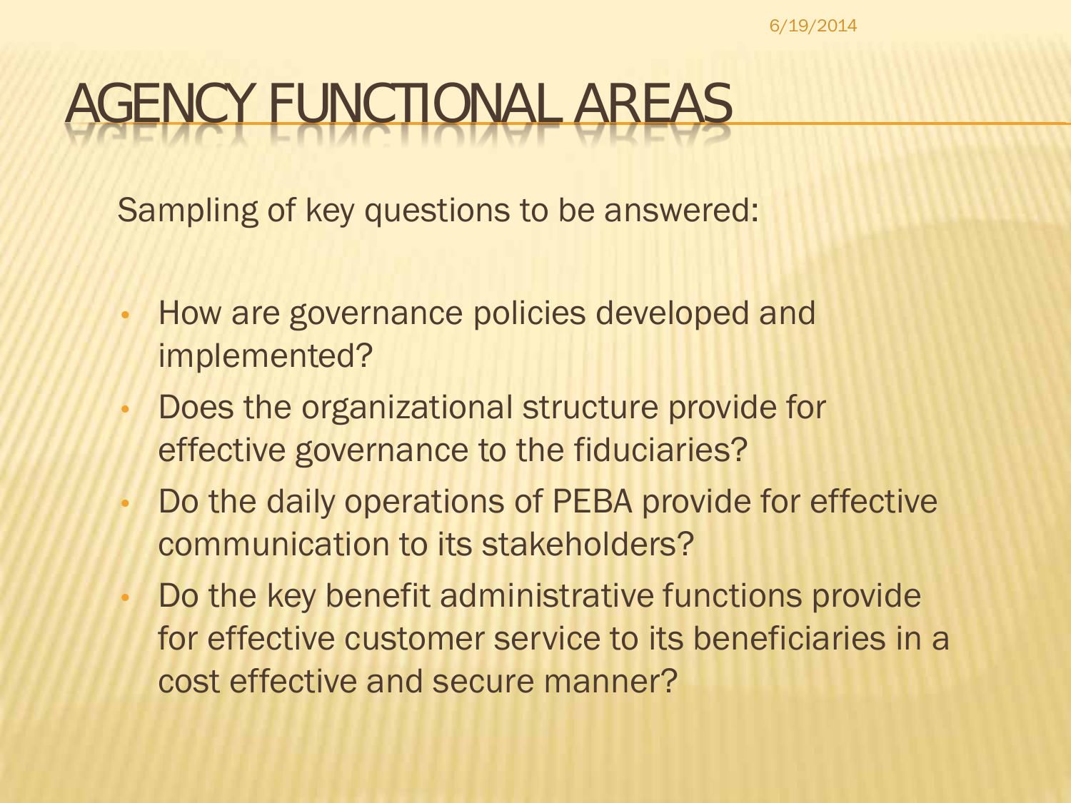# AGENCY FUNCTIONAL AREAS

Sampling of key questions to be answered:

- How are governance policies developed and implemented?
- Does the organizational structure provide for effective governance to the fiduciaries?
- Do the daily operations of PEBA provide for effective communication to its stakeholders?
- Do the key benefit administrative functions provide for effective customer service to its beneficiaries in a cost effective and secure manner?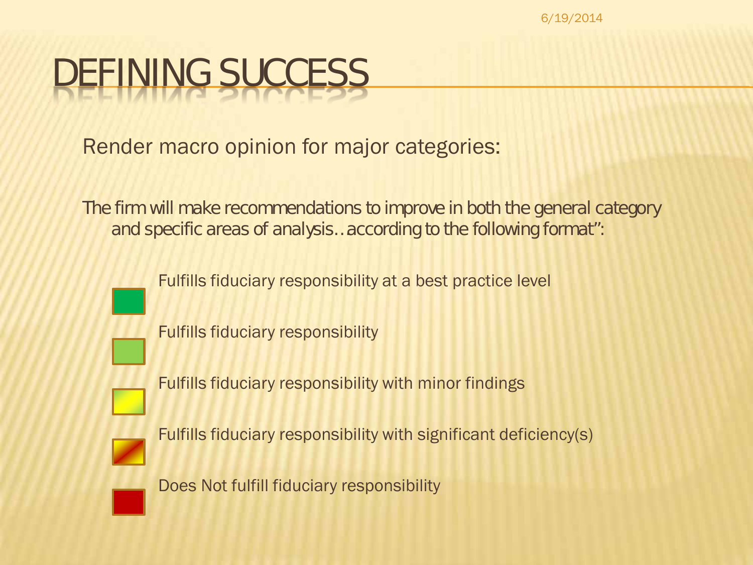# DEFINING SUCCESS

Render macro opinion for major categories:

The firm will make recommendations to improve in both the general category and specific areas of analysis…according to the following format":

- Fulfills fiduciary responsibility at a best practice level
- Fulfills fiduciary responsibility
- Fulfills fiduciary responsibility with minor findings
- Fulfills fiduciary responsibility with significant deficiency(s)
- Does Not fulfill fiduciary responsibility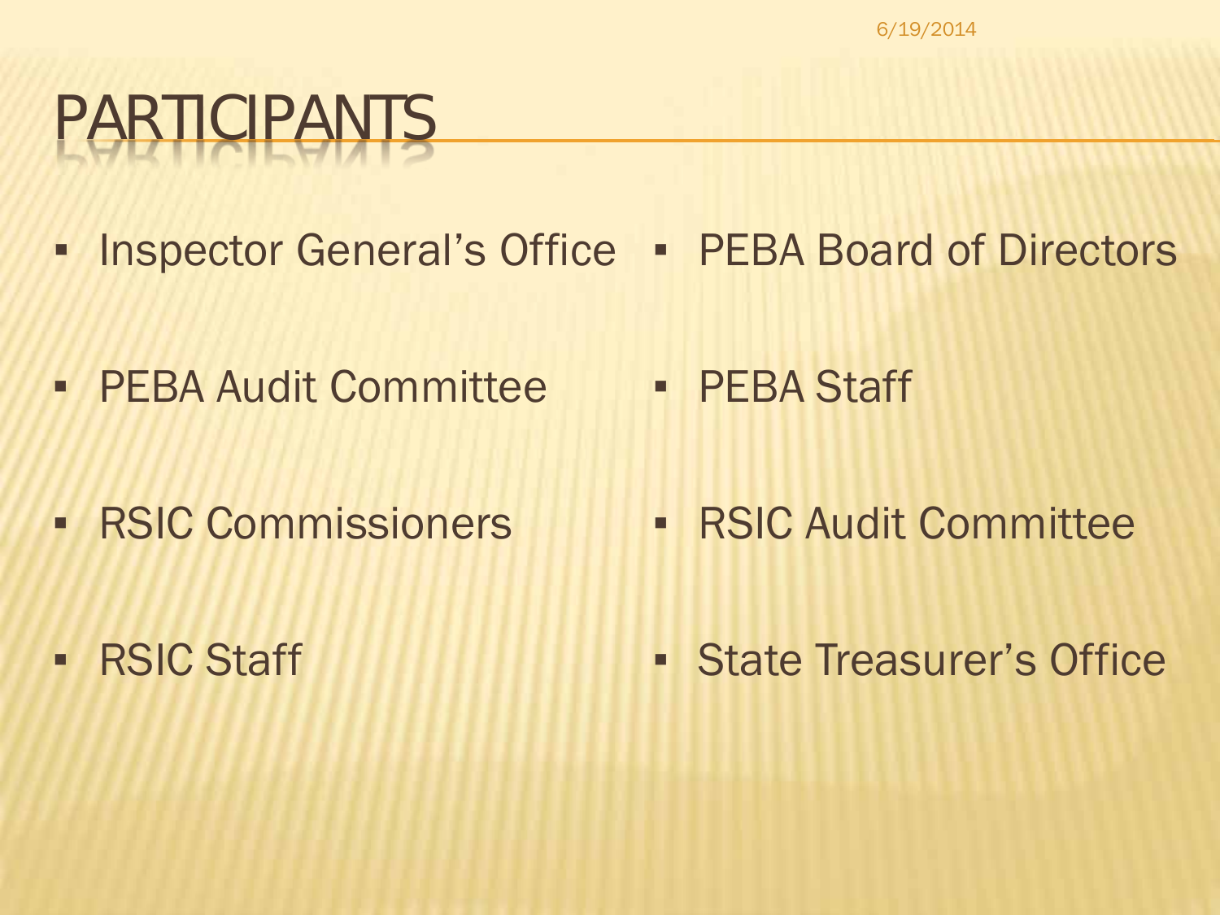# PARTICIPANTS

- Inspector General's Office
- PEBA Audit Committee
- RSIC Commissioners
- RSIC Staff
- PEBA Board of Directors
- PEBA Staff
- RSIC Audit Committee
- State Treasurer's Office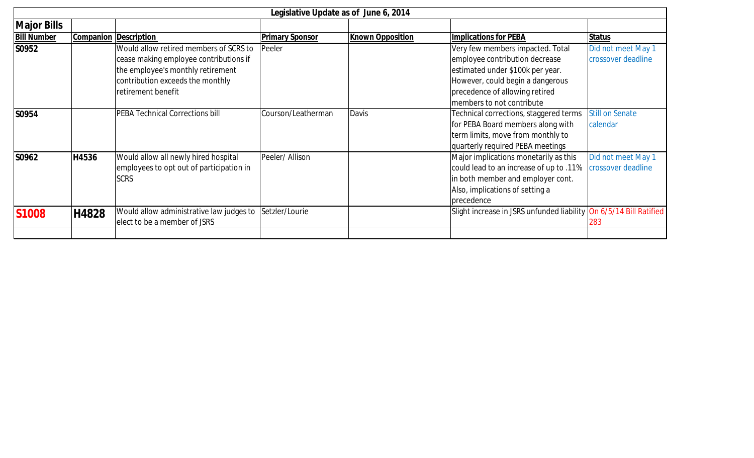| Legislative Update as of June 6, 2014 | | | | | | |
|---|---|---|---|---|---|---|
| **Major Bills** | | | | | | |
| **Bill Number** | **Companion** | **Description** | **Primary Sponsor** | **Known Opposition** | **Implications for PEBA** | **Status** |
| **S0952** | | Would allow retired members of SCRS to cease making employee contributions if the employee's monthly retirement contribution exceeds the monthly retirement benefit | Peeler | | Very few members impacted. Total employee contribution decrease estimated under $100k per year. However, could begin a dangerous precedence of allowing retired members to not contribute | Did not meet May 1 crossover deadline |
| **S0954** | | PEBA Technical Corrections bill | Courson/Leatherman | Davis | Technical corrections, staggered terms for PEBA Board members along with term limits, move from monthly to quarterly required PEBA meetings | Still on Senate calendar |
| **S0962** | **H4536** | Would allow all newly hired hospital employees to opt out of participation in SCRS | Peeler/ Allison | | Major implications monetarily as this could lead to an increase of up to .11% in both member and employer cont. Also, implications of setting a precedence | Did not meet May 1 crossover deadline |
| **S1008** | **H4828** | Would allow administrative law judges to elect to be a member of JSRS | Setzler/Lourie | | Slight increase in JSRS unfunded liability | On 6/5/14 Bill Ratified 283 |
| | | | | | | |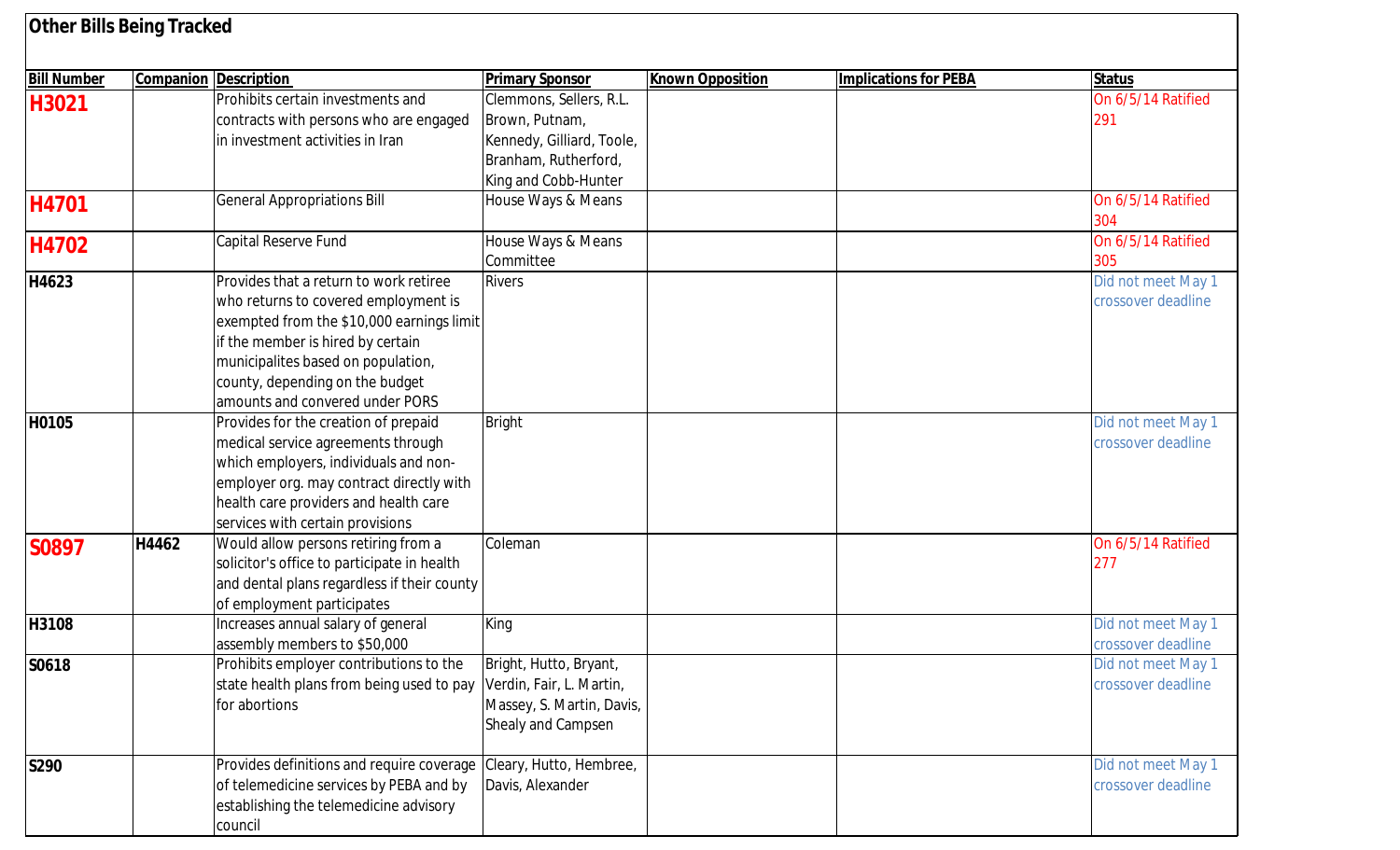## Other Bills Being Tracked

| Bill Number | Companion | Description | Primary Sponsor | Known Opposition | Implications for PEBA | Status |
|---|---|---|---|---|---|---|
| **H3021** | | Prohibits certain investments and contracts with persons who are engaged in investment activities in Iran | Clemmons, Sellers, R.L. Brown, Putnam, Kennedy, Gilliard, Toole, Branham, Rutherford, King and Cobb-Hunter | | | On 6/5/14 Ratified 291 |
| **H4701** | | General Appropriations Bill | House Ways & Means | | | On 6/5/14 Ratified 304 |
| **H4702** | | Capital Reserve Fund | House Ways & Means Committee | | | On 6/5/14 Ratified 305 |
| **H4623** | | Provides that a return to work retiree who returns to covered employment is exempted from the $10,000 earnings limit if the member is hired by certain municipalites based on population, county, depending on the budget amounts and convered under PORS | Rivers | | | Did not meet May 1 crossover deadline |
| **H0105** | | Provides for the creation of prepaid medical service agreements through which employers, individuals and non-employer org. may contract directly with health care providers and health care services with certain provisions | Bright | | | Did not meet May 1 crossover deadline |
| **S0897** | H4462 | Would allow persons retiring from a solicitor's office to participate in health and dental plans regardless if their county of employment participates | Coleman | | | On 6/5/14 Ratified 277 |
| **H3108** | | Increases annual salary of general assembly members to $50,000 | King | | | Did not meet May 1 crossover deadline |
| **S0618** | | Prohibits employer contributions to the state health plans from being used to pay for abortions | Bright, Hutto, Bryant, Verdin, Fair, L. Martin, Massey, S. Martin, Davis, Shealy and Campsen | | | Did not meet May 1 crossover deadline |
| **S290** | | Provides definitions and require coverage of telemedicine services by PEBA and by establishing the telemedicine advisory council | Cleary, Hutto, Hembree, Davis, Alexander | | | Did not meet May 1 crossover deadline |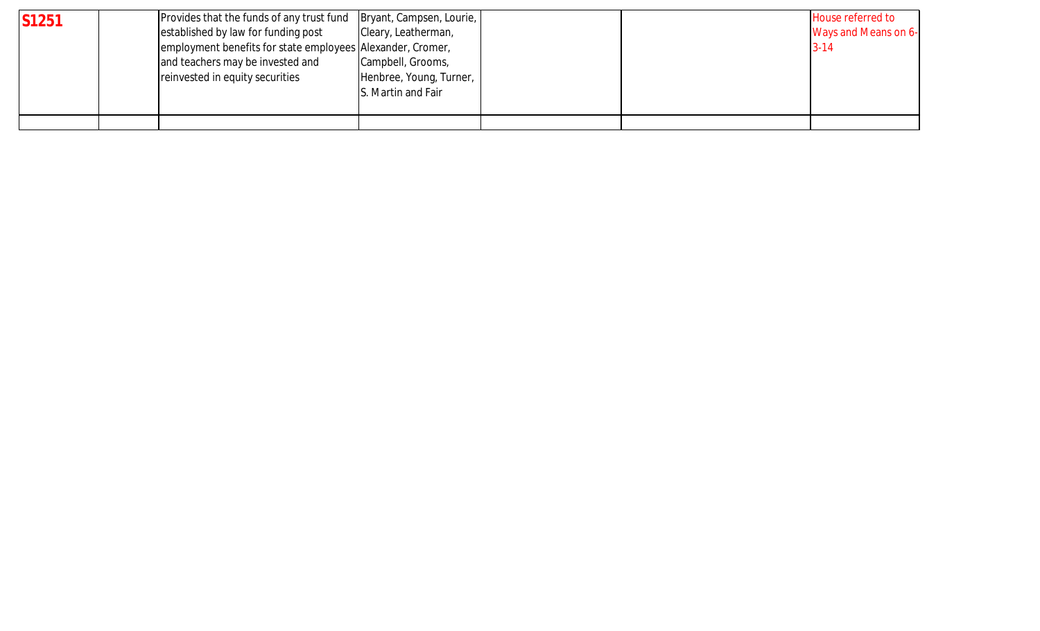| | | | | | | |
|---|---|---|---|---|---|---|
| **S1251** | | Provides that the funds of any trust fund established by law for funding post employment benefits for state employees and teachers may be invested and reinvested in equity securities | Bryant, Campsen, Lourie, Cleary, Leatherman, Alexander, Cromer, Campbell, Grooms, Henbree, Young, Turner, S. Martin and Fair | | | House referred to Ways and Means on 6-3-14 |
| | | | | | | |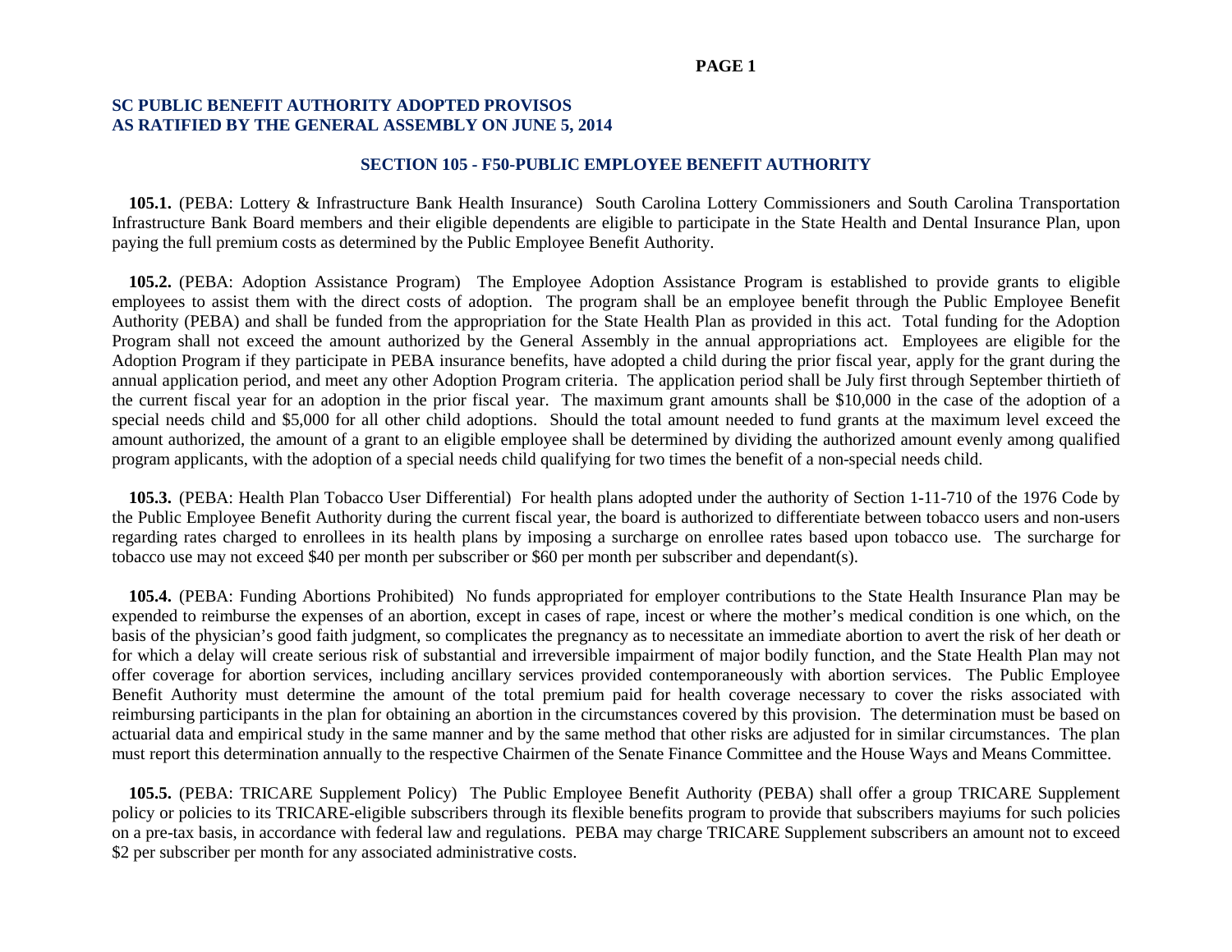## SC PUBLIC BENEFIT AUTHORITY ADOPTED PROVISOS
## AS RATIFIED BY THE GENERAL ASSEMBLY ON JUNE 5, 2014

### SECTION 105 - F50-PUBLIC EMPLOYEE BENEFIT AUTHORITY

**105.1.** (PEBA: Lottery & Infrastructure Bank Health Insurance) South Carolina Lottery Commissioners and South Carolina Transportation Infrastructure Bank Board members and their eligible dependents are eligible to participate in the State Health and Dental Insurance Plan, upon paying the full premium costs as determined by the Public Employee Benefit Authority.

**105.2.** (PEBA: Adoption Assistance Program) The Employee Adoption Assistance Program is established to provide grants to eligible employees to assist them with the direct costs of adoption. The program shall be an employee benefit through the Public Employee Benefit Authority (PEBA) and shall be funded from the appropriation for the State Health Plan as provided in this act. Total funding for the Adoption Program shall not exceed the amount authorized by the General Assembly in the annual appropriations act. Employees are eligible for the Adoption Program if they participate in PEBA insurance benefits, have adopted a child during the prior fiscal year, apply for the grant during the annual application period, and meet any other Adoption Program criteria. The application period shall be July first through September thirtieth of the current fiscal year for an adoption in the prior fiscal year. The maximum grant amounts shall be $10,000 in the case of the adoption of a special needs child and $5,000 for all other child adoptions. Should the total amount needed to fund grants at the maximum level exceed the amount authorized, the amount of a grant to an eligible employee shall be determined by dividing the authorized amount evenly among qualified program applicants, with the adoption of a special needs child qualifying for two times the benefit of a non-special needs child.

**105.3.** (PEBA: Health Plan Tobacco User Differential) For health plans adopted under the authority of Section 1-11-710 of the 1976 Code by the Public Employee Benefit Authority during the current fiscal year, the board is authorized to differentiate between tobacco users and non-users regarding rates charged to enrollees in its health plans by imposing a surcharge on enrollee rates based upon tobacco use. The surcharge for tobacco use may not exceed $40 per month per subscriber or $60 per month per subscriber and dependant(s).

**105.4.** (PEBA: Funding Abortions Prohibited) No funds appropriated for employer contributions to the State Health Insurance Plan may be expended to reimburse the expenses of an abortion, except in cases of rape, incest or where the mother's medical condition is one which, on the basis of the physician's good faith judgment, so complicates the pregnancy as to necessitate an immediate abortion to avert the risk of her death or for which a delay will create serious risk of substantial and irreversible impairment of major bodily function, and the State Health Plan may not offer coverage for abortion services, including ancillary services provided contemporaneously with abortion services. The Public Employee Benefit Authority must determine the amount of the total premium paid for health coverage necessary to cover the risks associated with reimbursing participants in the plan for obtaining an abortion in the circumstances covered by this provision. The determination must be based on actuarial data and empirical study in the same manner and by the same method that other risks are adjusted for in similar circumstances. The plan must report this determination annually to the respective Chairmen of the Senate Finance Committee and the House Ways and Means Committee.

**105.5.** (PEBA: TRICARE Supplement Policy) The Public Employee Benefit Authority (PEBA) shall offer a group TRICARE Supplement policy or policies to its TRICARE-eligible subscribers through its flexible benefits program to provide that subscribers mayiums for such policies on a pre-tax basis, in accordance with federal law and regulations. PEBA may charge TRICARE Supplement subscribers an amount not to exceed $2 per subscriber per month for any associated administrative costs.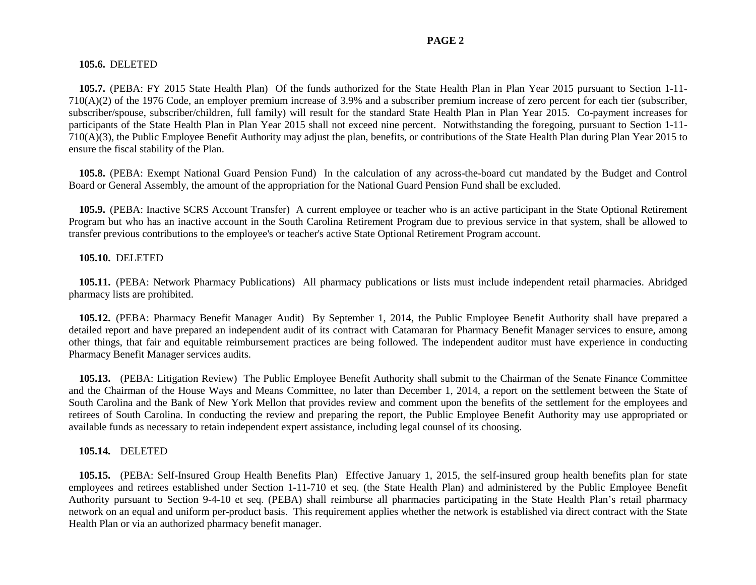**105.6.** DELETED

**105.7.** (PEBA: FY 2015 State Health Plan) Of the funds authorized for the State Health Plan in Plan Year 2015 pursuant to Section 1-11-710(A)(2) of the 1976 Code, an employer premium increase of 3.9% and a subscriber premium increase of zero percent for each tier (subscriber, subscriber/spouse, subscriber/children, full family) will result for the standard State Health Plan in Plan Year 2015. Co-payment increases for participants of the State Health Plan in Plan Year 2015 shall not exceed nine percent. Notwithstanding the foregoing, pursuant to Section 1-11-710(A)(3), the Public Employee Benefit Authority may adjust the plan, benefits, or contributions of the State Health Plan during Plan Year 2015 to ensure the fiscal stability of the Plan.

**105.8.** (PEBA: Exempt National Guard Pension Fund) In the calculation of any across-the-board cut mandated by the Budget and Control Board or General Assembly, the amount of the appropriation for the National Guard Pension Fund shall be excluded.

**105.9.** (PEBA: Inactive SCRS Account Transfer) A current employee or teacher who is an active participant in the State Optional Retirement Program but who has an inactive account in the South Carolina Retirement Program due to previous service in that system, shall be allowed to transfer previous contributions to the employee's or teacher's active State Optional Retirement Program account.

**105.10.** DELETED

**105.11.** (PEBA: Network Pharmacy Publications) All pharmacy publications or lists must include independent retail pharmacies. Abridged pharmacy lists are prohibited.

**105.12.** (PEBA: Pharmacy Benefit Manager Audit) By September 1, 2014, the Public Employee Benefit Authority shall have prepared a detailed report and have prepared an independent audit of its contract with Catamaran for Pharmacy Benefit Manager services to ensure, among other things, that fair and equitable reimbursement practices are being followed. The independent auditor must have experience in conducting Pharmacy Benefit Manager services audits.

**105.13.** (PEBA: Litigation Review) The Public Employee Benefit Authority shall submit to the Chairman of the Senate Finance Committee and the Chairman of the House Ways and Means Committee, no later than December 1, 2014, a report on the settlement between the State of South Carolina and the Bank of New York Mellon that provides review and comment upon the benefits of the settlement for the employees and retirees of South Carolina. In conducting the review and preparing the report, the Public Employee Benefit Authority may use appropriated or available funds as necessary to retain independent expert assistance, including legal counsel of its choosing.

**105.14.** DELETED

**105.15.** (PEBA: Self-Insured Group Health Benefits Plan) Effective January 1, 2015, the self-insured group health benefits plan for state employees and retirees established under Section 1-11-710 et seq. (the State Health Plan) and administered by the Public Employee Benefit Authority pursuant to Section 9-4-10 et seq. (PEBA) shall reimburse all pharmacies participating in the State Health Plan's retail pharmacy network on an equal and uniform per-product basis. This requirement applies whether the network is established via direct contract with the State Health Plan or via an authorized pharmacy benefit manager.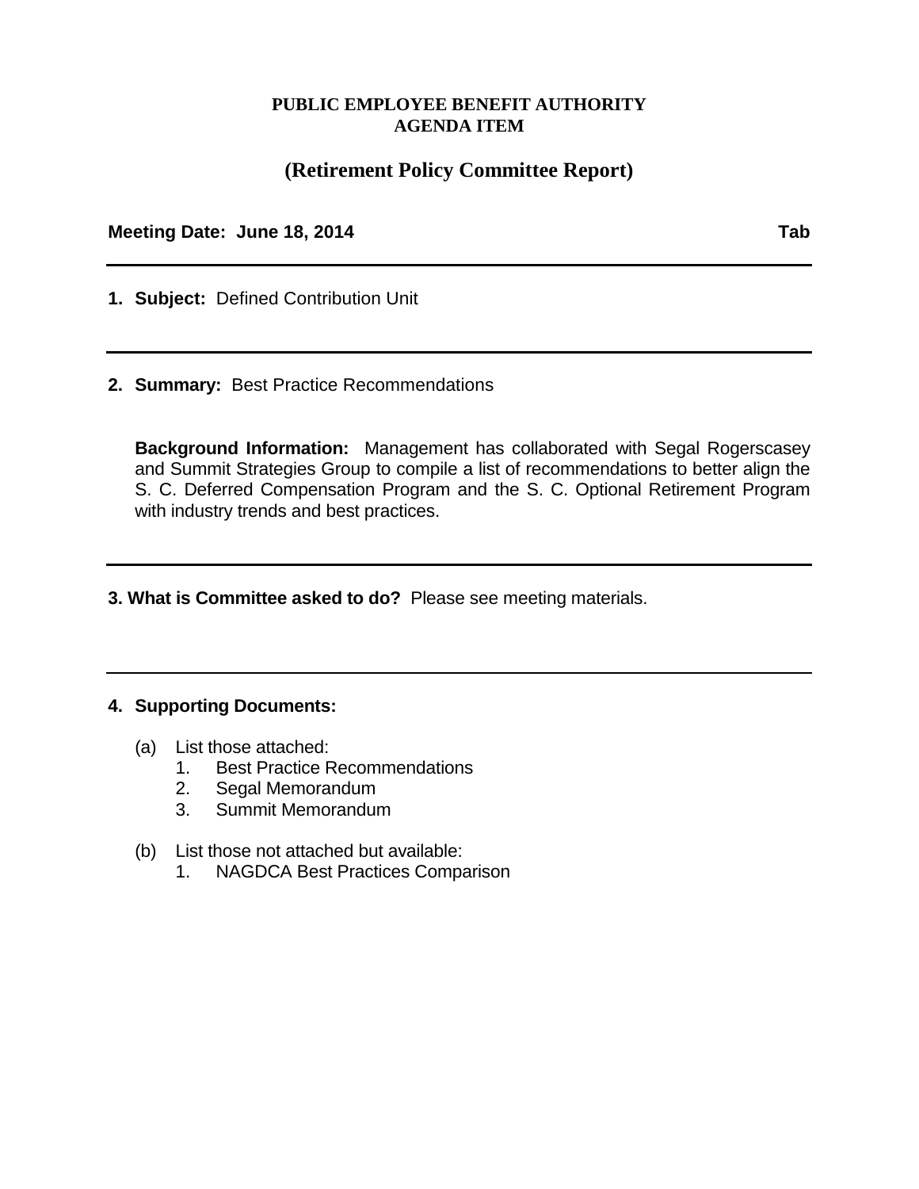**PUBLIC EMPLOYEE BENEFIT AUTHORITY**
**AGENDA ITEM**

## (Retirement Policy Committee Report)

**Meeting Date: June 18, 2014** **Tab**

---

**1. Subject:** Defined Contribution Unit

---

**2. Summary:** Best Practice Recommendations

**Background Information:** Management has collaborated with Segal Rogerscasey and Summit Strategies Group to compile a list of recommendations to better align the S. C. Deferred Compensation Program and the S. C. Optional Retirement Program with industry trends and best practices.

---

**3. What is Committee asked to do?** Please see meeting materials.

---

**4. Supporting Documents:**

(a) List those attached:
1. Best Practice Recommendations
2. Segal Memorandum
3. Summit Memorandum

(b) List those not attached but available:
1. NAGDCA Best Practices Comparison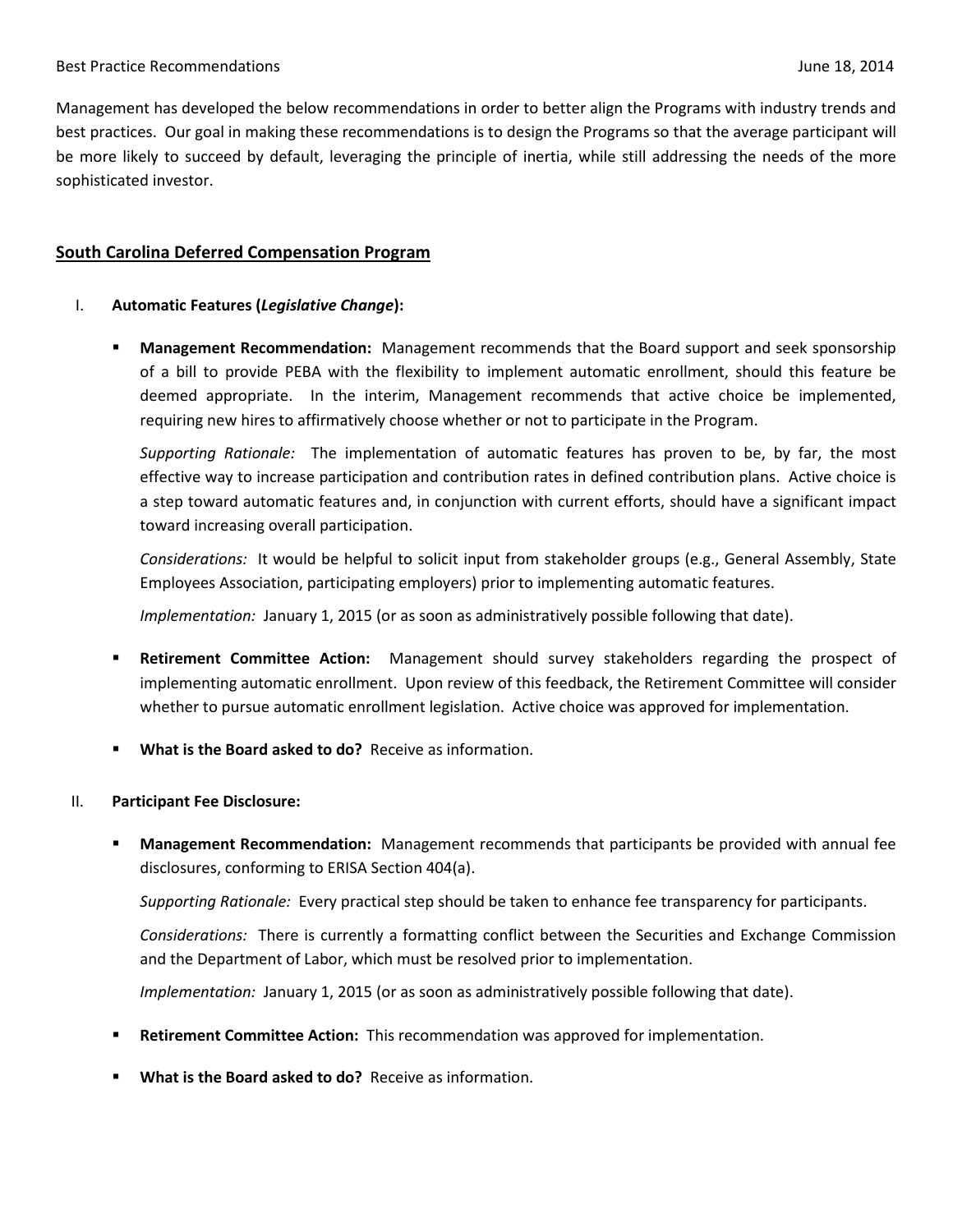Management has developed the below recommendations in order to better align the Programs with industry trends and best practices. Our goal in making these recommendations is to design the Programs so that the average participant will be more likely to succeed by default, leveraging the principle of inertia, while still addressing the needs of the more sophisticated investor.

## South Carolina Deferred Compensation Program

### I. Automatic Features (*Legislative Change*):

- **Management Recommendation:** Management recommends that the Board support and seek sponsorship of a bill to provide PEBA with the flexibility to implement automatic enrollment, should this feature be deemed appropriate. In the interim, Management recommends that active choice be implemented, requiring new hires to affirmatively choose whether or not to participate in the Program.

  *Supporting Rationale:* The implementation of automatic features has proven to be, by far, the most effective way to increase participation and contribution rates in defined contribution plans. Active choice is a step toward automatic features and, in conjunction with current efforts, should have a significant impact toward increasing overall participation.

  *Considerations:* It would be helpful to solicit input from stakeholder groups (e.g., General Assembly, State Employees Association, participating employers) prior to implementing automatic features.

  *Implementation:* January 1, 2015 (or as soon as administratively possible following that date).

- **Retirement Committee Action:** Management should survey stakeholders regarding the prospect of implementing automatic enrollment. Upon review of this feedback, the Retirement Committee will consider whether to pursue automatic enrollment legislation. Active choice was approved for implementation.

- **What is the Board asked to do?** Receive as information.

### II. Participant Fee Disclosure:

- **Management Recommendation:** Management recommends that participants be provided with annual fee disclosures, conforming to ERISA Section 404(a).

  *Supporting Rationale:* Every practical step should be taken to enhance fee transparency for participants.

  *Considerations:* There is currently a formatting conflict between the Securities and Exchange Commission and the Department of Labor, which must be resolved prior to implementation.

  *Implementation:* January 1, 2015 (or as soon as administratively possible following that date).

- **Retirement Committee Action:** This recommendation was approved for implementation.

- **What is the Board asked to do?** Receive as information.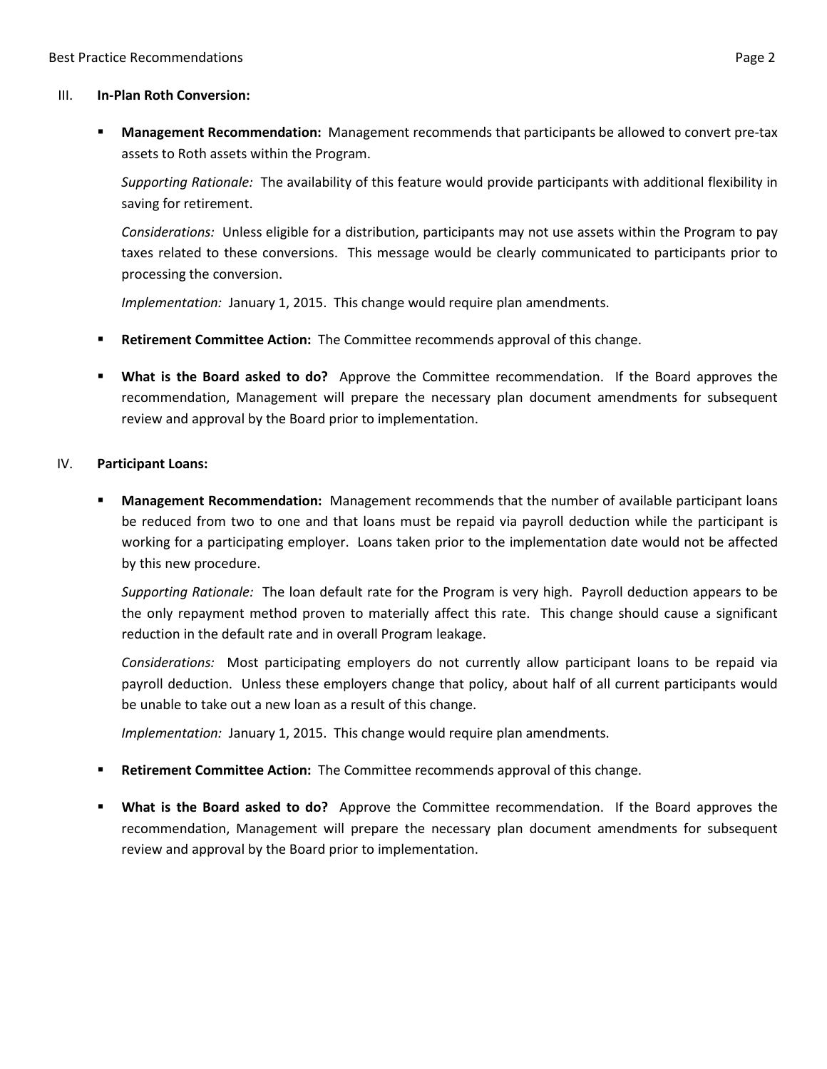## III. In-Plan Roth Conversion:

- **Management Recommendation:** Management recommends that participants be allowed to convert pre-tax assets to Roth assets within the Program.

  *Supporting Rationale:* The availability of this feature would provide participants with additional flexibility in saving for retirement.

  *Considerations:* Unless eligible for a distribution, participants may not use assets within the Program to pay taxes related to these conversions. This message would be clearly communicated to participants prior to processing the conversion.

  *Implementation:* January 1, 2015. This change would require plan amendments.

- **Retirement Committee Action:** The Committee recommends approval of this change.

- **What is the Board asked to do?** Approve the Committee recommendation. If the Board approves the recommendation, Management will prepare the necessary plan document amendments for subsequent review and approval by the Board prior to implementation.

## IV. Participant Loans:

- **Management Recommendation:** Management recommends that the number of available participant loans be reduced from two to one and that loans must be repaid via payroll deduction while the participant is working for a participating employer. Loans taken prior to the implementation date would not be affected by this new procedure.

  *Supporting Rationale:* The loan default rate for the Program is very high. Payroll deduction appears to be the only repayment method proven to materially affect this rate. This change should cause a significant reduction in the default rate and in overall Program leakage.

  *Considerations:* Most participating employers do not currently allow participant loans to be repaid via payroll deduction. Unless these employers change that policy, about half of all current participants would be unable to take out a new loan as a result of this change.

  *Implementation:* January 1, 2015. This change would require plan amendments.

- **Retirement Committee Action:** The Committee recommends approval of this change.

- **What is the Board asked to do?** Approve the Committee recommendation. If the Board approves the recommendation, Management will prepare the necessary plan document amendments for subsequent review and approval by the Board prior to implementation.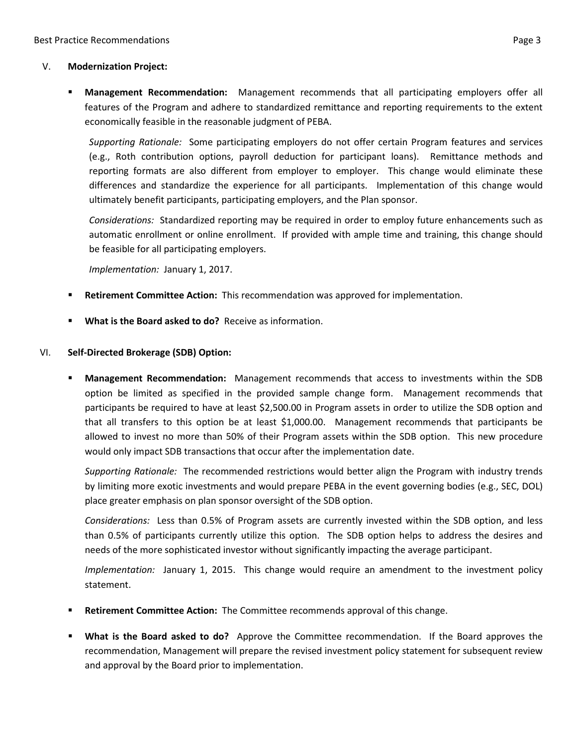## V. **Modernization Project:**

- **Management Recommendation:** Management recommends that all participating employers offer all features of the Program and adhere to standardized remittance and reporting requirements to the extent economically feasible in the reasonable judgment of PEBA.

  *Supporting Rationale:* Some participating employers do not offer certain Program features and services (e.g., Roth contribution options, payroll deduction for participant loans). Remittance methods and reporting formats are also different from employer to employer. This change would eliminate these differences and standardize the experience for all participants. Implementation of this change would ultimately benefit participants, participating employers, and the Plan sponsor.

  *Considerations:* Standardized reporting may be required in order to employ future enhancements such as automatic enrollment or online enrollment. If provided with ample time and training, this change should be feasible for all participating employers.

  *Implementation:* January 1, 2017.

- **Retirement Committee Action:** This recommendation was approved for implementation.

- **What is the Board asked to do?** Receive as information.

## VI. **Self-Directed Brokerage (SDB) Option:**

- **Management Recommendation:** Management recommends that access to investments within the SDB option be limited as specified in the provided sample change form. Management recommends that participants be required to have at least $2,500.00 in Program assets in order to utilize the SDB option and that all transfers to this option be at least $1,000.00. Management recommends that participants be allowed to invest no more than 50% of their Program assets within the SDB option. This new procedure would only impact SDB transactions that occur after the implementation date.

  *Supporting Rationale:* The recommended restrictions would better align the Program with industry trends by limiting more exotic investments and would prepare PEBA in the event governing bodies (e.g., SEC, DOL) place greater emphasis on plan sponsor oversight of the SDB option.

  *Considerations:* Less than 0.5% of Program assets are currently invested within the SDB option, and less than 0.5% of participants currently utilize this option. The SDB option helps to address the desires and needs of the more sophisticated investor without significantly impacting the average participant.

  *Implementation:* January 1, 2015. This change would require an amendment to the investment policy statement.

- **Retirement Committee Action:** The Committee recommends approval of this change.

- **What is the Board asked to do?** Approve the Committee recommendation. If the Board approves the recommendation, Management will prepare the revised investment policy statement for subsequent review and approval by the Board prior to implementation.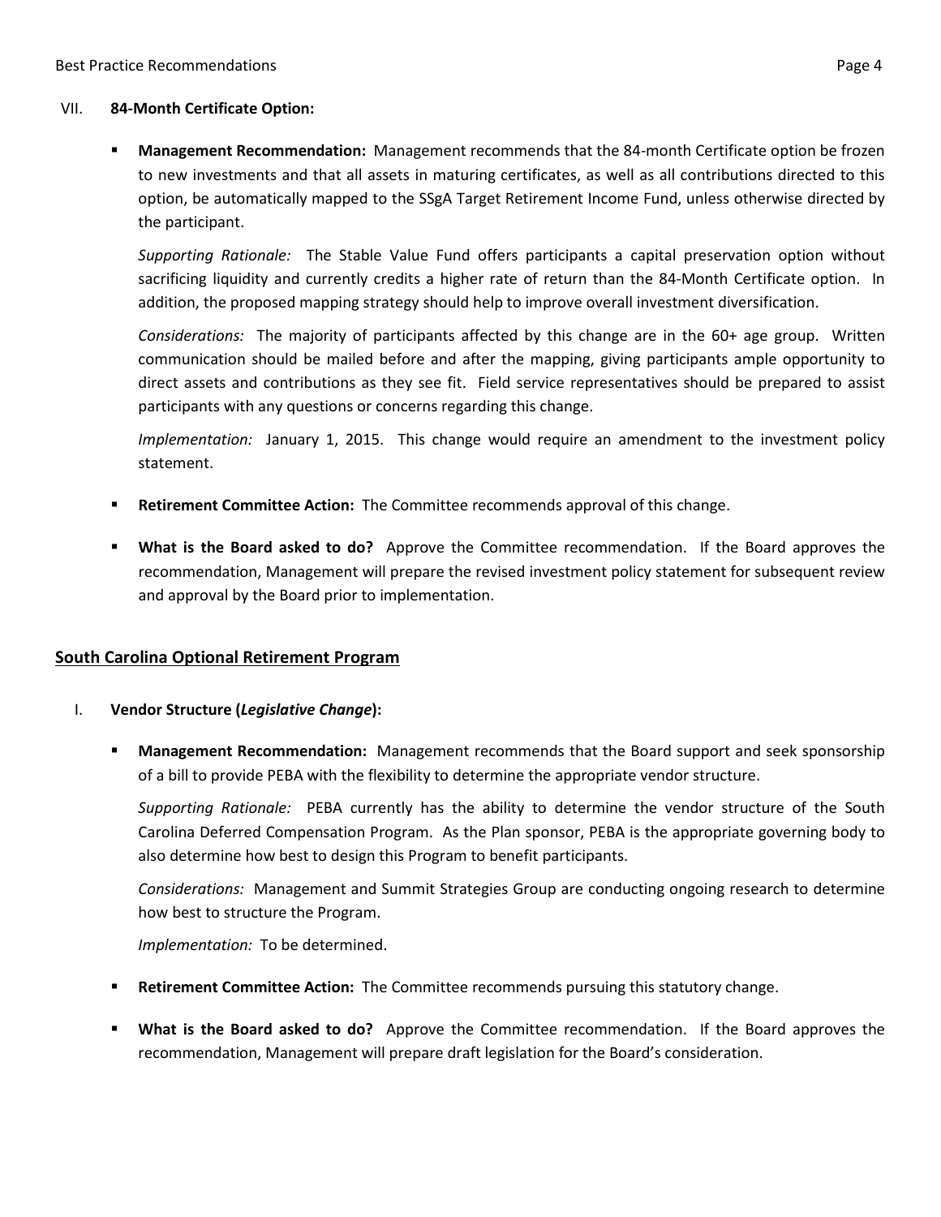VII. **84-Month Certificate Option:**

- **Management Recommendation:** Management recommends that the 84-month Certificate option be frozen to new investments and that all assets in maturing certificates, as well as all contributions directed to this option, be automatically mapped to the SSgA Target Retirement Income Fund, unless otherwise directed by the participant.

  *Supporting Rationale:* The Stable Value Fund offers participants a capital preservation option without sacrificing liquidity and currently credits a higher rate of return than the 84-Month Certificate option. In addition, the proposed mapping strategy should help to improve overall investment diversification.

  *Considerations:* The majority of participants affected by this change are in the 60+ age group. Written communication should be mailed before and after the mapping, giving participants ample opportunity to direct assets and contributions as they see fit. Field service representatives should be prepared to assist participants with any questions or concerns regarding this change.

  *Implementation:* January 1, 2015. This change would require an amendment to the investment policy statement.

- **Retirement Committee Action:** The Committee recommends approval of this change.

- **What is the Board asked to do?** Approve the Committee recommendation. If the Board approves the recommendation, Management will prepare the revised investment policy statement for subsequent review and approval by the Board prior to implementation.

## South Carolina Optional Retirement Program

I. **Vendor Structure (*Legislative Change*):**

- **Management Recommendation:** Management recommends that the Board support and seek sponsorship of a bill to provide PEBA with the flexibility to determine the appropriate vendor structure.

  *Supporting Rationale:* PEBA currently has the ability to determine the vendor structure of the South Carolina Deferred Compensation Program. As the Plan sponsor, PEBA is the appropriate governing body to also determine how best to design this Program to benefit participants.

  *Considerations:* Management and Summit Strategies Group are conducting ongoing research to determine how best to structure the Program.

  *Implementation:* To be determined.

- **Retirement Committee Action:** The Committee recommends pursuing this statutory change.

- **What is the Board asked to do?** Approve the Committee recommendation. If the Board approves the recommendation, Management will prepare draft legislation for the Board's consideration.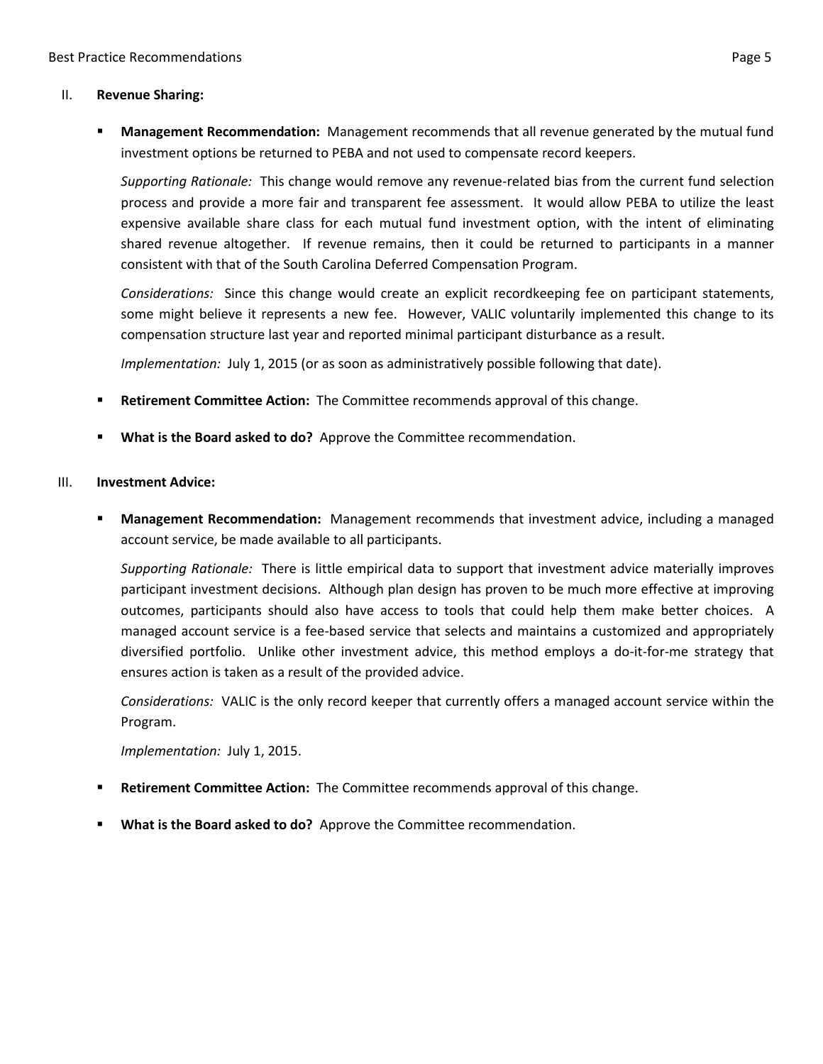II. **Revenue Sharing:**

- **Management Recommendation:** Management recommends that all revenue generated by the mutual fund investment options be returned to PEBA and not used to compensate record keepers.

  *Supporting Rationale:* This change would remove any revenue-related bias from the current fund selection process and provide a more fair and transparent fee assessment. It would allow PEBA to utilize the least expensive available share class for each mutual fund investment option, with the intent of eliminating shared revenue altogether. If revenue remains, then it could be returned to participants in a manner consistent with that of the South Carolina Deferred Compensation Program.

  *Considerations:* Since this change would create an explicit recordkeeping fee on participant statements, some might believe it represents a new fee. However, VALIC voluntarily implemented this change to its compensation structure last year and reported minimal participant disturbance as a result.

  *Implementation:* July 1, 2015 (or as soon as administratively possible following that date).

- **Retirement Committee Action:** The Committee recommends approval of this change.

- **What is the Board asked to do?** Approve the Committee recommendation.

III. **Investment Advice:**

- **Management Recommendation:** Management recommends that investment advice, including a managed account service, be made available to all participants.

  *Supporting Rationale:* There is little empirical data to support that investment advice materially improves participant investment decisions. Although plan design has proven to be much more effective at improving outcomes, participants should also have access to tools that could help them make better choices. A managed account service is a fee-based service that selects and maintains a customized and appropriately diversified portfolio. Unlike other investment advice, this method employs a do-it-for-me strategy that ensures action is taken as a result of the provided advice.

  *Considerations:* VALIC is the only record keeper that currently offers a managed account service within the Program.

  *Implementation:* July 1, 2015.

- **Retirement Committee Action:** The Committee recommends approval of this change.

- **What is the Board asked to do?** Approve the Committee recommendation.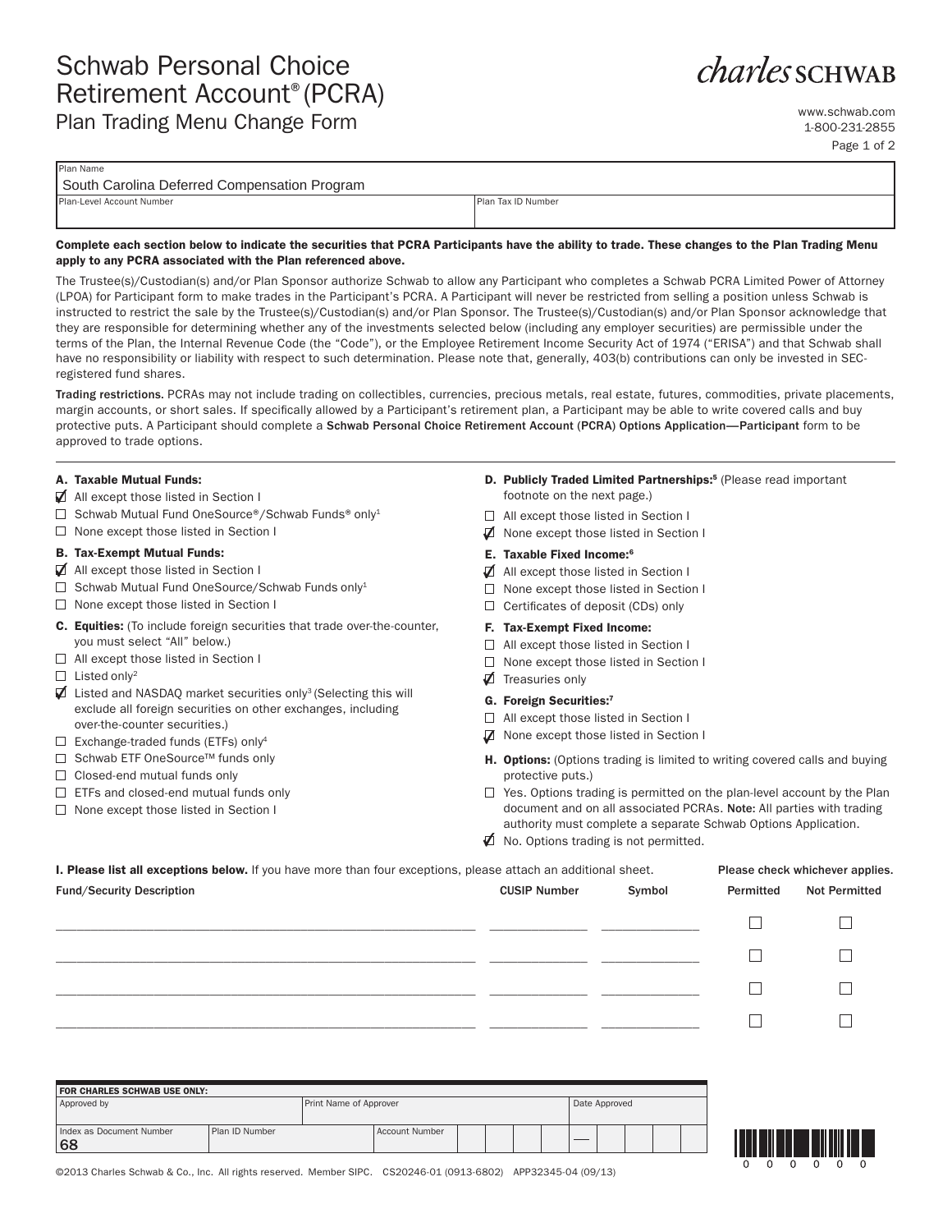# Schwab Personal Choice Retirement Account® (PCRA)

## Plan Trading Menu Change Form

charles SCHWAB

www.schwab.com
1-800-231-2855

| Plan Name | |
|---|---|
| South Carolina Deferred Compensation Program | |
| Plan-Level Account Number | Plan Tax ID Number |
| | |

**Complete each section below to indicate the securities that PCRA Participants have the ability to trade. These changes to the Plan Trading Menu apply to any PCRA associated with the Plan referenced above.**

The Trustee(s)/Custodian(s) and/or Plan Sponsor authorize Schwab to allow any Participant who completes a Schwab PCRA Limited Power of Attorney (LPOA) for Participant form to make trades in the Participant's PCRA. A Participant will never be restricted from selling a position unless Schwab is instructed to restrict the sale by the Trustee(s)/Custodian(s) and/or Plan Sponsor. The Trustee(s)/Custodian(s) and/or Plan Sponsor acknowledge that they are responsible for determining whether any of the investments selected below (including any employer securities) are permissible under the terms of the Plan, the Internal Revenue Code (the "Code"), or the Employee Retirement Income Security Act of 1974 ("ERISA") and that Schwab shall have no responsibility or liability with respect to such determination. Please note that, generally, 403(b) contributions can only be invested in SEC-registered fund shares.

**Trading restrictions.** PCRAs may not include trading on collectibles, currencies, precious metals, real estate, futures, commodities, private placements, margin accounts, or short sales. If specifically allowed by a Participant's retirement plan, a Participant may be able to write covered calls and buy protective puts. A Participant should complete a **Schwab Personal Choice Retirement Account (PCRA) Options Application—Participant** form to be approved to trade options.

**A. Taxable Mutual Funds:**
- ☑ All except those listed in Section I
- ☐ Schwab Mutual Fund OneSource®/Schwab Funds® only[1]
- ☐ None except those listed in Section I

**B. Tax-Exempt Mutual Funds:**
- ☑ All except those listed in Section I
- ☐ Schwab Mutual Fund OneSource/Schwab Funds only[1]
- ☐ None except those listed in Section I

**C. Equities:** (To include foreign securities that trade over-the-counter, you must select "All" below.)
- ☐ All except those listed in Section I
- ☐ Listed only[2]
- ☑ Listed and NASDAQ market securities only[3] (Selecting this will exclude all foreign securities on other exchanges, including over-the-counter securities.)
- ☐ Exchange-traded funds (ETFs) only[4]
- ☐ Schwab ETF OneSource™ funds only
- ☐ Closed-end mutual funds only
- ☐ ETFs and closed-end mutual funds only
- ☐ None except those listed in Section I

**D. Publicly Traded Limited Partnerships:**[5] (Please read important footnote on the next page.)
- ☐ All except those listed in Section I
- ☑ None except those listed in Section I

**E. Taxable Fixed Income:**[6]
- ☑ All except those listed in Section I
- ☐ None except those listed in Section I
- ☐ Certificates of deposit (CDs) only

**F. Tax-Exempt Fixed Income:**
- ☐ All except those listed in Section I
- ☐ None except those listed in Section I
- ☑ Treasuries only

**G. Foreign Securities:**[7]
- ☐ All except those listed in Section I
- ☑ None except those listed in Section I

**H. Options:** (Options trading is limited to writing covered calls and buying protective puts.)
- ☐ Yes. Options trading is permitted on the plan-level account by the Plan document and on all associated PCRAs. **Note:** All parties with trading authority must complete a separate Schwab Options Application.
- ☑ No. Options trading is not permitted.

**I. Please list all exceptions below.** If you have more than four exceptions, please attach an additional sheet. **Please check whichever applies.**

| Fund/Security Description | CUSIP Number | Symbol | Permitted | Not Permitted |
|---|---|---|---|---|
| | | | ☐ | ☐ |
| | | | ☐ | ☐ |
| | | | ☐ | ☐ |
| | | | ☐ | ☐ |

| FOR CHARLES SCHWAB USE ONLY: | | |
|---|---|---|
| Approved by | Print Name of Approver | Date Approved |
| Index as Document Number 68 | Plan ID Number | Account Number |

©2013 Charles Schwab & Co., Inc. All rights reserved. Member SIPC. CS20246-01 (0913-6802) APP32345-04 (09/13)

0 0 0 0 0 0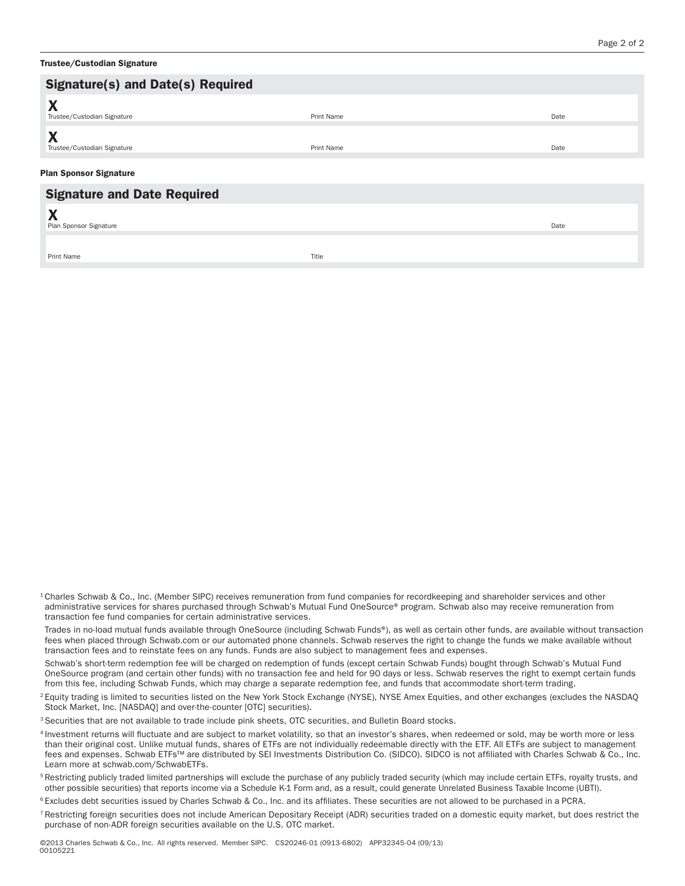**Trustee/Custodian Signature**

## Signature(s) and Date(s) Required

| X Trustee/Custodian Signature | Print Name | Date |
|---|---|---|
| X Trustee/Custodian Signature | Print Name | Date |

**Plan Sponsor Signature**

## Signature and Date Required

| X Plan Sponsor Signature | | Date |
|---|---|---|
| Print Name | Title | |

[1] Charles Schwab & Co., Inc. (Member SIPC) receives remuneration from fund companies for recordkeeping and shareholder services and other administrative services for shares purchased through Schwab's Mutual Fund OneSource® program. Schwab also may receive remuneration from transaction fee fund companies for certain administrative services.

Trades in no-load mutual funds available through OneSource (including Schwab Funds®), as well as certain other funds, are available without transaction fees when placed through Schwab.com or our automated phone channels. Schwab reserves the right to change the funds we make available without transaction fees and to reinstate fees on any funds. Funds are also subject to management fees and expenses.

Schwab's short-term redemption fee will be charged on redemption of funds (except certain Schwab Funds) bought through Schwab's Mutual Fund OneSource program (and certain other funds) with no transaction fee and held for 90 days or less. Schwab reserves the right to exempt certain funds from this fee, including Schwab Funds, which may charge a separate redemption fee, and funds that accommodate short-term trading.

[2] Equity trading is limited to securities listed on the New York Stock Exchange (NYSE), NYSE Amex Equities, and other exchanges (excludes the NASDAQ Stock Market, Inc. [NASDAQ] and over-the-counter [OTC] securities).

[3] Securities that are not available to trade include pink sheets, OTC securities, and Bulletin Board stocks.

[4] Investment returns will fluctuate and are subject to market volatility, so that an investor's shares, when redeemed or sold, may be worth more or less than their original cost. Unlike mutual funds, shares of ETFs are not individually redeemable directly with the ETF. All ETFs are subject to management fees and expenses. Schwab ETFs™ are distributed by SEI Investments Distribution Co. (SIDCO). SIDCO is not affiliated with Charles Schwab & Co., Inc. Learn more at schwab.com/SchwabETFs.

[5] Restricting publicly traded limited partnerships will exclude the purchase of any publicly traded security (which may include certain ETFs, royalty trusts, and other possible securities) that reports income via a Schedule K-1 Form and, as a result, could generate Unrelated Business Taxable Income (UBTI).

[6] Excludes debt securities issued by Charles Schwab & Co., Inc. and its affiliates. These securities are not allowed to be purchased in a PCRA.

[7] Restricting foreign securities does not include American Depositary Receipt (ADR) securities traded on a domestic equity market, but does restrict the purchase of non-ADR foreign securities available on the U.S. OTC market.

©2013 Charles Schwab & Co., Inc. All rights reserved. Member SIPC. CS20246-01 (0913-6802) APP32345-04 (09/13)
00105221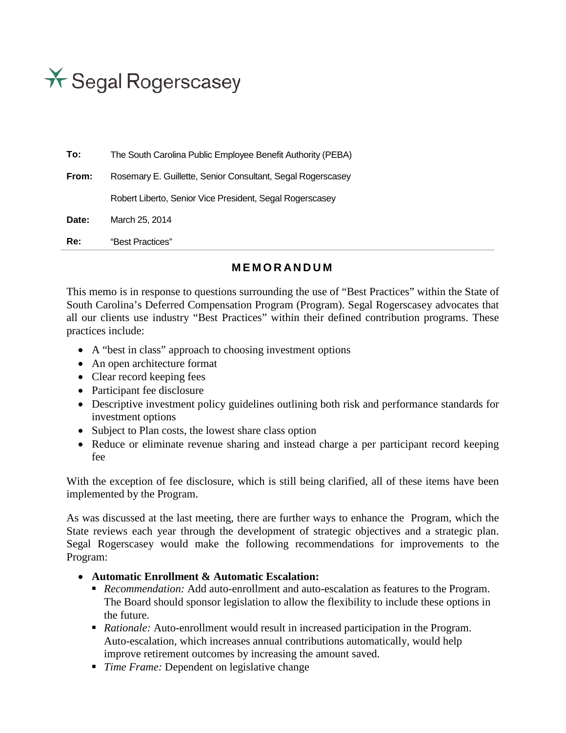Segal Rogerscasey

**To:** The South Carolina Public Employee Benefit Authority (PEBA)

**From:** Rosemary E. Guillette, Senior Consultant, Segal Rogerscasey

Robert Liberto, Senior Vice President, Segal Rogerscasey

**Date:** March 25, 2014

**Re:** "Best Practices"

## MEMORANDUM

This memo is in response to questions surrounding the use of "Best Practices" within the State of South Carolina's Deferred Compensation Program (Program). Segal Rogerscasey advocates that all our clients use industry "Best Practices" within their defined contribution programs. These practices include:

- A "best in class" approach to choosing investment options
- An open architecture format
- Clear record keeping fees
- Participant fee disclosure
- Descriptive investment policy guidelines outlining both risk and performance standards for investment options
- Subject to Plan costs, the lowest share class option
- Reduce or eliminate revenue sharing and instead charge a per participant record keeping fee

With the exception of fee disclosure, which is still being clarified, all of these items have been implemented by the Program.

As was discussed at the last meeting, there are further ways to enhance the Program, which the State reviews each year through the development of strategic objectives and a strategic plan. Segal Rogerscasey would make the following recommendations for improvements to the Program:

- **Automatic Enrollment & Automatic Escalation:**
  - *Recommendation:* Add auto-enrollment and auto-escalation as features to the Program. The Board should sponsor legislation to allow the flexibility to include these options in the future.
  - *Rationale:* Auto-enrollment would result in increased participation in the Program. Auto-escalation, which increases annual contributions automatically, would help improve retirement outcomes by increasing the amount saved.
  - *Time Frame:* Dependent on legislative change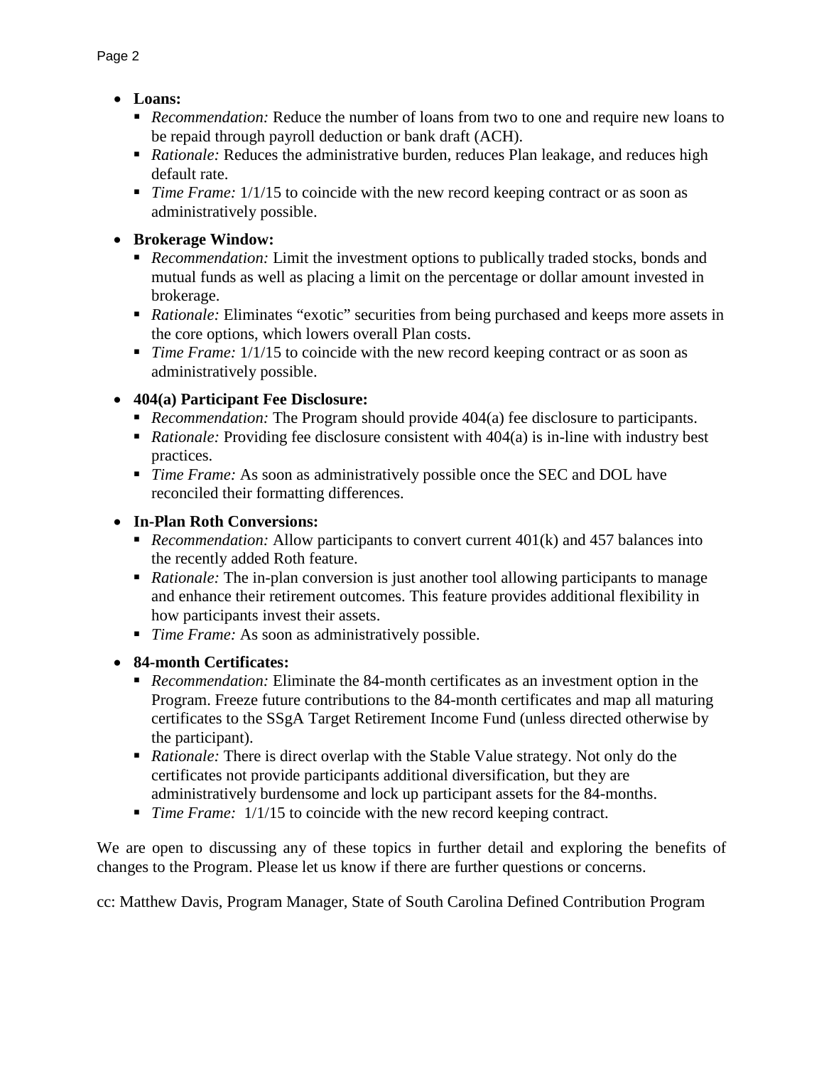- **Loans:**
  - *Recommendation:* Reduce the number of loans from two to one and require new loans to be repaid through payroll deduction or bank draft (ACH).
  - *Rationale:* Reduces the administrative burden, reduces Plan leakage, and reduces high default rate.
  - *Time Frame:* 1/1/15 to coincide with the new record keeping contract or as soon as administratively possible.

- **Brokerage Window:**
  - *Recommendation:* Limit the investment options to publically traded stocks, bonds and mutual funds as well as placing a limit on the percentage or dollar amount invested in brokerage.
  - *Rationale:* Eliminates "exotic" securities from being purchased and keeps more assets in the core options, which lowers overall Plan costs.
  - *Time Frame:* 1/1/15 to coincide with the new record keeping contract or as soon as administratively possible.

- **404(a) Participant Fee Disclosure:**
  - *Recommendation:* The Program should provide 404(a) fee disclosure to participants.
  - *Rationale:* Providing fee disclosure consistent with 404(a) is in-line with industry best practices.
  - *Time Frame:* As soon as administratively possible once the SEC and DOL have reconciled their formatting differences.

- **In-Plan Roth Conversions:**
  - *Recommendation:* Allow participants to convert current 401(k) and 457 balances into the recently added Roth feature.
  - *Rationale:* The in-plan conversion is just another tool allowing participants to manage and enhance their retirement outcomes. This feature provides additional flexibility in how participants invest their assets.
  - *Time Frame:* As soon as administratively possible.

- **84-month Certificates:**
  - *Recommendation:* Eliminate the 84-month certificates as an investment option in the Program. Freeze future contributions to the 84-month certificates and map all maturing certificates to the SSgA Target Retirement Income Fund (unless directed otherwise by the participant).
  - *Rationale:* There is direct overlap with the Stable Value strategy. Not only do the certificates not provide participants additional diversification, but they are administratively burdensome and lock up participant assets for the 84-months.
  - *Time Frame:* 1/1/15 to coincide with the new record keeping contract.

We are open to discussing any of these topics in further detail and exploring the benefits of changes to the Program. Please let us know if there are further questions or concerns.

cc: Matthew Davis, Program Manager, State of South Carolina Defined Contribution Program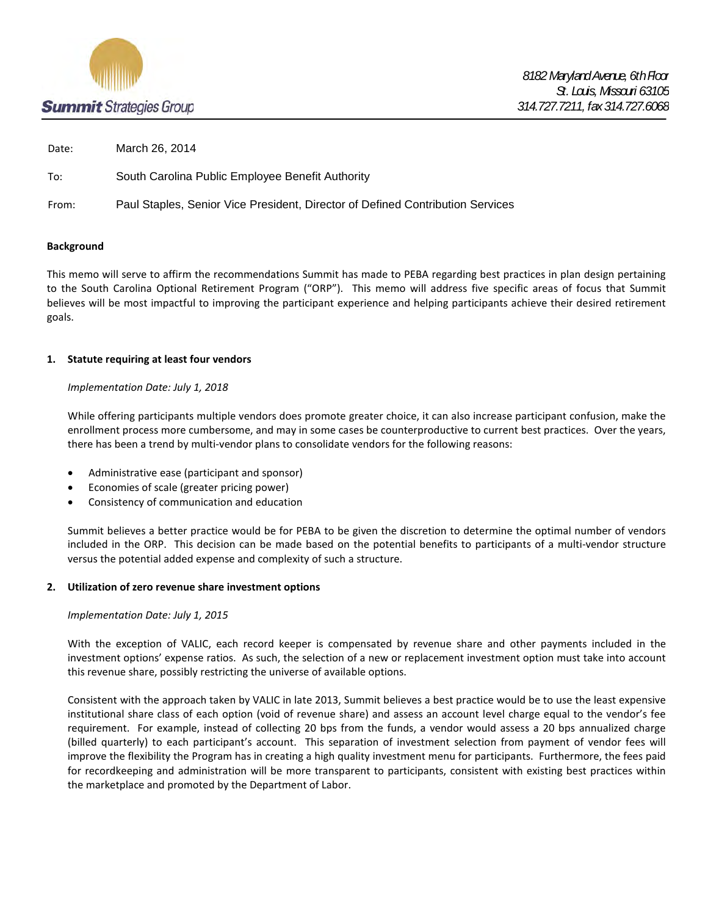**Summit** Strategies Group

*8182 Maryland Avenue, 6th Floor*
*St. Louis, Missouri 63105*
*314.727.7211, fax 314.727.6068*

Date: March 26, 2014

To: South Carolina Public Employee Benefit Authority

From: Paul Staples, Senior Vice President, Director of Defined Contribution Services

**Background**

This memo will serve to affirm the recommendations Summit has made to PEBA regarding best practices in plan design pertaining to the South Carolina Optional Retirement Program ("ORP"). This memo will address five specific areas of focus that Summit believes will be most impactful to improving the participant experience and helping participants achieve their desired retirement goals.

**1. Statute requiring at least four vendors**

*Implementation Date: July 1, 2018*

While offering participants multiple vendors does promote greater choice, it can also increase participant confusion, make the enrollment process more cumbersome, and may in some cases be counterproductive to current best practices. Over the years, there has been a trend by multi-vendor plans to consolidate vendors for the following reasons:

- Administrative ease (participant and sponsor)
- Economies of scale (greater pricing power)
- Consistency of communication and education

Summit believes a better practice would be for PEBA to be given the discretion to determine the optimal number of vendors included in the ORP. This decision can be made based on the potential benefits to participants of a multi-vendor structure versus the potential added expense and complexity of such a structure.

**2. Utilization of zero revenue share investment options**

*Implementation Date: July 1, 2015*

With the exception of VALIC, each record keeper is compensated by revenue share and other payments included in the investment options' expense ratios. As such, the selection of a new or replacement investment option must take into account this revenue share, possibly restricting the universe of available options.

Consistent with the approach taken by VALIC in late 2013, Summit believes a best practice would be to use the least expensive institutional share class of each option (void of revenue share) and assess an account level charge equal to the vendor's fee requirement. For example, instead of collecting 20 bps from the funds, a vendor would assess a 20 bps annualized charge (billed quarterly) to each participant's account. This separation of investment selection from payment of vendor fees will improve the flexibility the Program has in creating a high quality investment menu for participants. Furthermore, the fees paid for recordkeeping and administration will be more transparent to participants, consistent with existing best practices within the marketplace and promoted by the Department of Labor.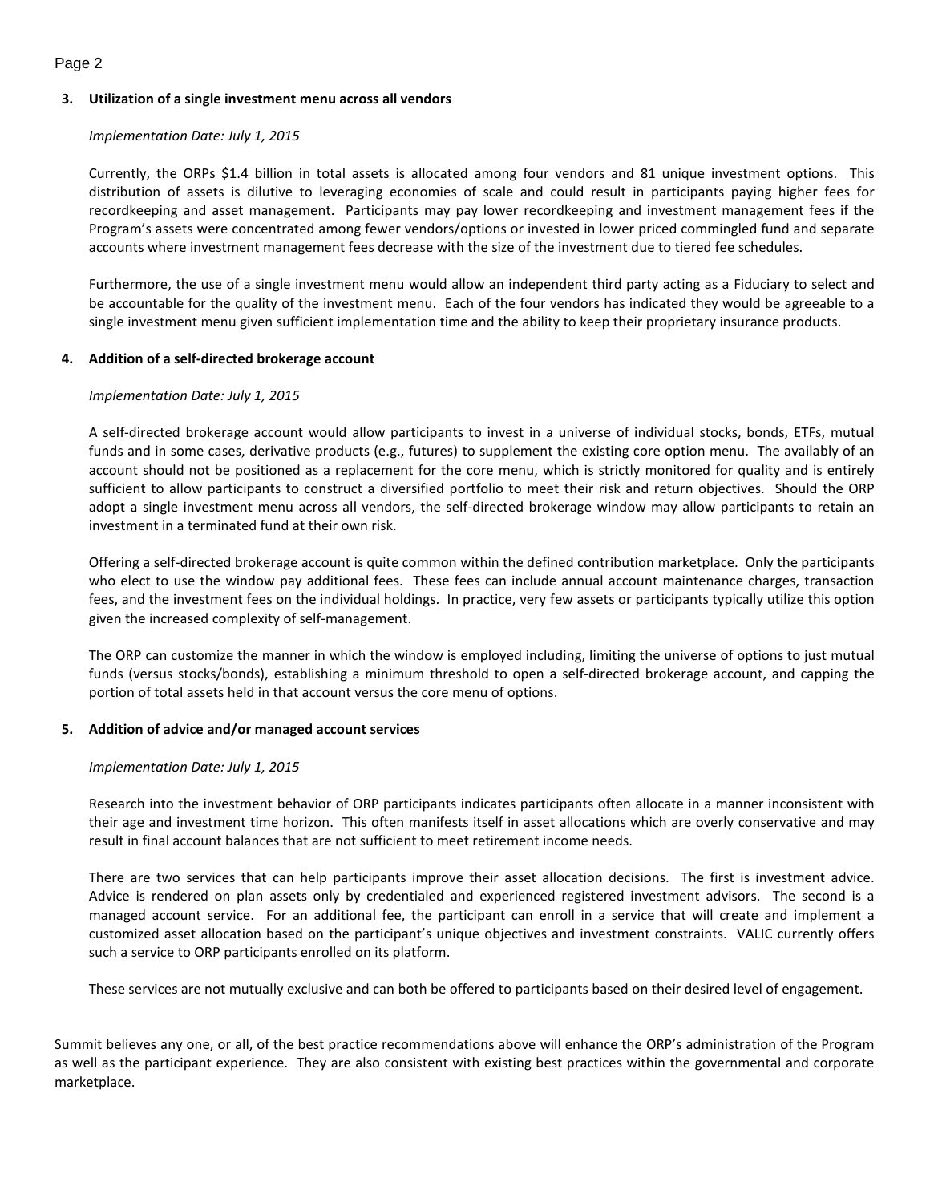**3. Utilization of a single investment menu across all vendors**

*Implementation Date: July 1, 2015*

Currently, the ORPs $1.4 billion in total assets is allocated among four vendors and 81 unique investment options. This distribution of assets is dilutive to leveraging economies of scale and could result in participants paying higher fees for recordkeeping and asset management. Participants may pay lower recordkeeping and investment management fees if the Program's assets were concentrated among fewer vendors/options or invested in lower priced commingled fund and separate accounts where investment management fees decrease with the size of the investment due to tiered fee schedules.

Furthermore, the use of a single investment menu would allow an independent third party acting as a Fiduciary to select and be accountable for the quality of the investment menu. Each of the four vendors has indicated they would be agreeable to a single investment menu given sufficient implementation time and the ability to keep their proprietary insurance products.

**4. Addition of a self-directed brokerage account**

*Implementation Date: July 1, 2015*

A self-directed brokerage account would allow participants to invest in a universe of individual stocks, bonds, ETFs, mutual funds and in some cases, derivative products (e.g., futures) to supplement the existing core option menu. The availably of an account should not be positioned as a replacement for the core menu, which is strictly monitored for quality and is entirely sufficient to allow participants to construct a diversified portfolio to meet their risk and return objectives. Should the ORP adopt a single investment menu across all vendors, the self-directed brokerage window may allow participants to retain an investment in a terminated fund at their own risk.

Offering a self-directed brokerage account is quite common within the defined contribution marketplace. Only the participants who elect to use the window pay additional fees. These fees can include annual account maintenance charges, transaction fees, and the investment fees on the individual holdings. In practice, very few assets or participants typically utilize this option given the increased complexity of self-management.

The ORP can customize the manner in which the window is employed including, limiting the universe of options to just mutual funds (versus stocks/bonds), establishing a minimum threshold to open a self-directed brokerage account, and capping the portion of total assets held in that account versus the core menu of options.

**5. Addition of advice and/or managed account services**

*Implementation Date: July 1, 2015*

Research into the investment behavior of ORP participants indicates participants often allocate in a manner inconsistent with their age and investment time horizon. This often manifests itself in asset allocations which are overly conservative and may result in final account balances that are not sufficient to meet retirement income needs.

There are two services that can help participants improve their asset allocation decisions. The first is investment advice. Advice is rendered on plan assets only by credentialed and experienced registered investment advisors. The second is a managed account service. For an additional fee, the participant can enroll in a service that will create and implement a customized asset allocation based on the participant's unique objectives and investment constraints. VALIC currently offers such a service to ORP participants enrolled on its platform.

These services are not mutually exclusive and can both be offered to participants based on their desired level of engagement.

Summit believes any one, or all, of the best practice recommendations above will enhance the ORP's administration of the Program as well as the participant experience. They are also consistent with existing best practices within the governmental and corporate marketplace.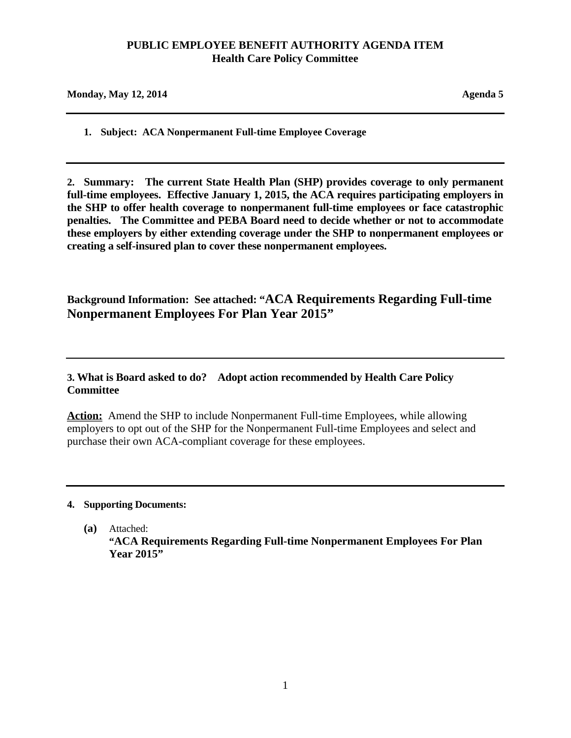# PUBLIC EMPLOYEE BENEFIT AUTHORITY AGENDA ITEM
## Health Care Policy Committee

**Monday, May 12, 2014** **Agenda 5**

---

**1. Subject: ACA Nonpermanent Full-time Employee Coverage**

---

**2. Summary: The current State Health Plan (SHP) provides coverage to only permanent full-time employees. Effective January 1, 2015, the ACA requires participating employers in the SHP to offer health coverage to nonpermanent full-time employees or face catastrophic penalties. The Committee and PEBA Board need to decide whether or not to accommodate these employers by either extending coverage under the SHP to nonpermanent employees or creating a self-insured plan to cover these nonpermanent employees.**

**Background Information: See attached: "ACA Requirements Regarding Full-time Nonpermanent Employees For Plan Year 2015"**

---

**3. What is Board asked to do? Adopt action recommended by Health Care Policy Committee**

**Action:** Amend the SHP to include Nonpermanent Full-time Employees, while allowing employers to opt out of the SHP for the Nonpermanent Full-time Employees and select and purchase their own ACA-compliant coverage for these employees.

---

**4. Supporting Documents:**

**(a)** Attached:
**"ACA Requirements Regarding Full-time Nonpermanent Employees For Plan Year 2015"**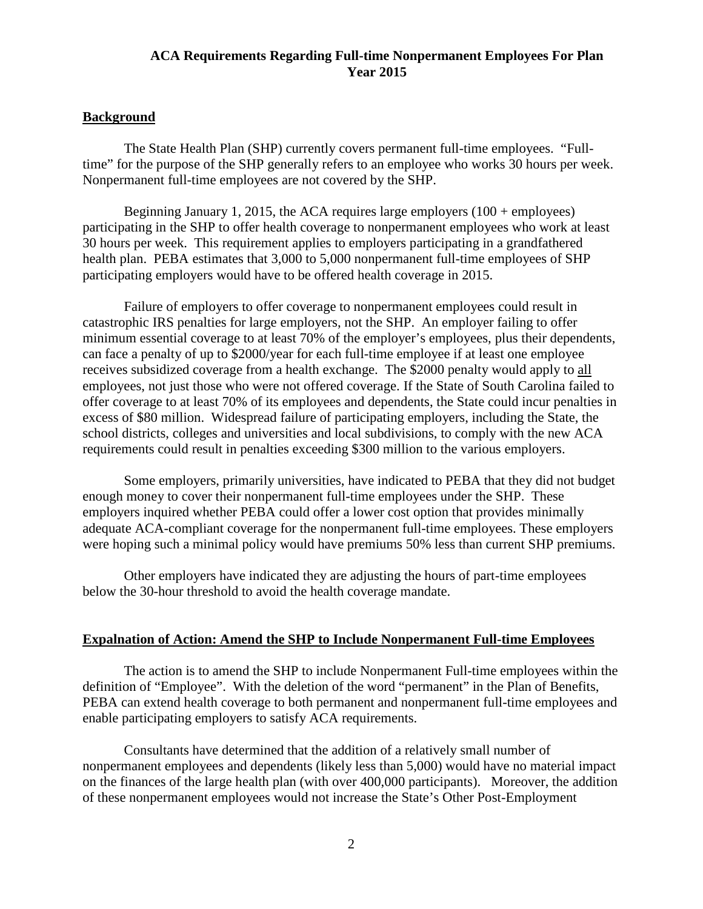## ACA Requirements Regarding Full-time Nonpermanent Employees For Plan Year 2015

**Background**

The State Health Plan (SHP) currently covers permanent full-time employees. "Full-time" for the purpose of the SHP generally refers to an employee who works 30 hours per week. Nonpermanent full-time employees are not covered by the SHP.

Beginning January 1, 2015, the ACA requires large employers (100 + employees) participating in the SHP to offer health coverage to nonpermanent employees who work at least 30 hours per week. This requirement applies to employers participating in a grandfathered health plan. PEBA estimates that 3,000 to 5,000 nonpermanent full-time employees of SHP participating employers would have to be offered health coverage in 2015.

Failure of employers to offer coverage to nonpermanent employees could result in catastrophic IRS penalties for large employers, not the SHP. An employer failing to offer minimum essential coverage to at least 70% of the employer's employees, plus their dependents, can face a penalty of up to \$2000/year for each full-time employee if at least one employee receives subsidized coverage from a health exchange. The \$2000 penalty would apply to <u>all</u> employees, not just those who were not offered coverage. If the State of South Carolina failed to offer coverage to at least 70% of its employees and dependents, the State could incur penalties in excess of \$80 million. Widespread failure of participating employers, including the State, the school districts, colleges and universities and local subdivisions, to comply with the new ACA requirements could result in penalties exceeding \$300 million to the various employers.

Some employers, primarily universities, have indicated to PEBA that they did not budget enough money to cover their nonpermanent full-time employees under the SHP. These employers inquired whether PEBA could offer a lower cost option that provides minimally adequate ACA-compliant coverage for the nonpermanent full-time employees. These employers were hoping such a minimal policy would have premiums 50% less than current SHP premiums.

Other employers have indicated they are adjusting the hours of part-time employees below the 30-hour threshold to avoid the health coverage mandate.

**Expalnation of Action: Amend the SHP to Include Nonpermanent Full-time Employees**

The action is to amend the SHP to include Nonpermanent Full-time employees within the definition of "Employee". With the deletion of the word "permanent" in the Plan of Benefits, PEBA can extend health coverage to both permanent and nonpermanent full-time employees and enable participating employers to satisfy ACA requirements.

Consultants have determined that the addition of a relatively small number of nonpermanent employees and dependents (likely less than 5,000) would have no material impact on the finances of the large health plan (with over 400,000 participants). Moreover, the addition of these nonpermanent employees would not increase the State's Other Post-Employment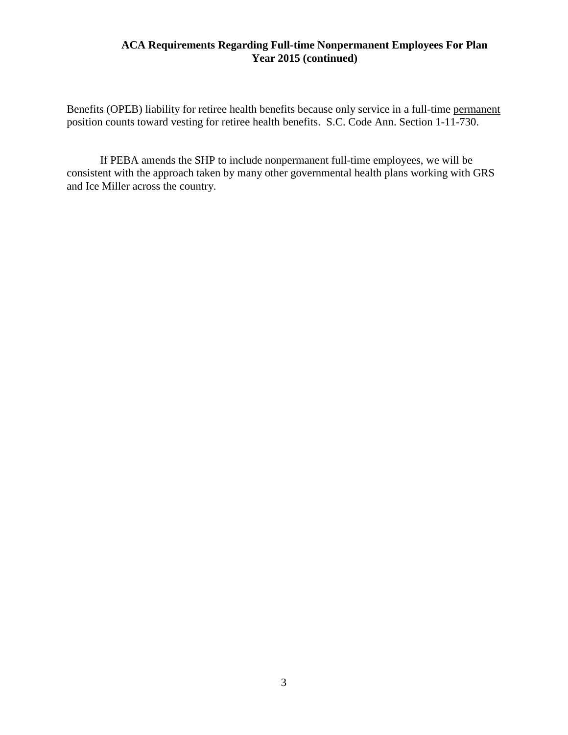Benefits (OPEB) liability for retiree health benefits because only service in a full-time permanent position counts toward vesting for retiree health benefits. S.C. Code Ann. Section 1-11-730.

If PEBA amends the SHP to include nonpermanent full-time employees, we will be consistent with the approach taken by many other governmental health plans working with GRS and Ice Miller across the country.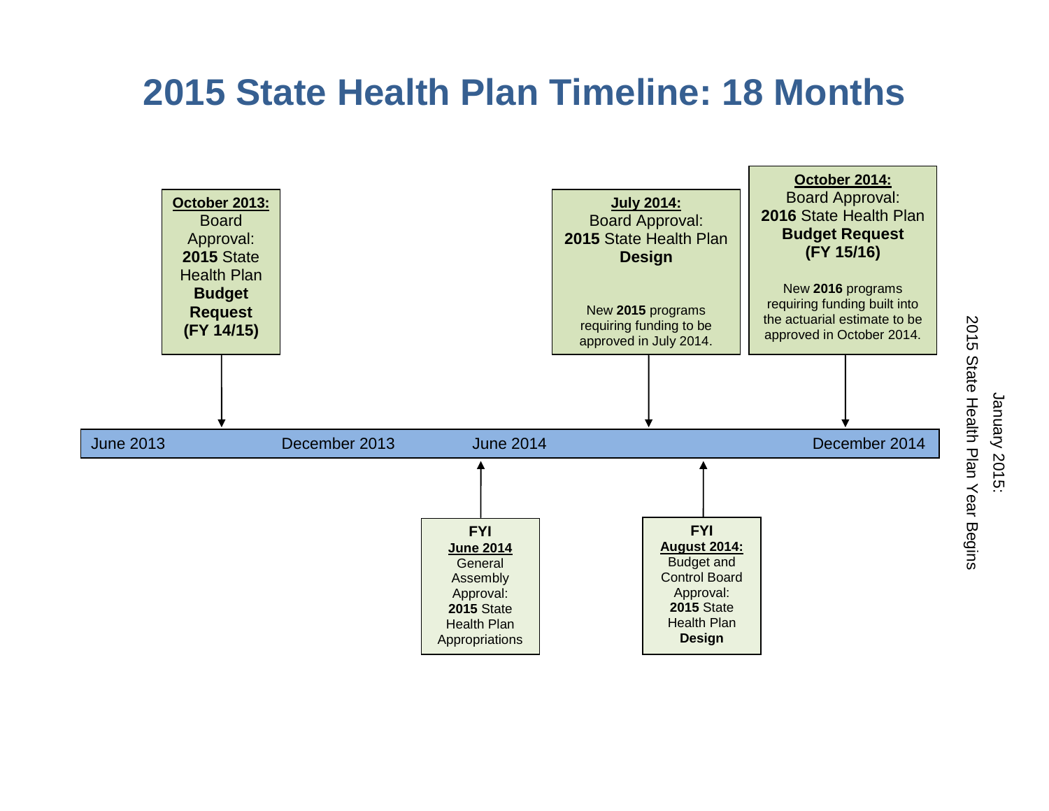# 2015 State Health Plan Timeline: 18 Months

**October 2013:**
Board Approval:
**2015** State Health Plan **Budget Request (FY 14/15)**

**July 2014:**
Board Approval:
**2015** State Health Plan **Design**

New **2015** programs requiring funding to be approved in July 2014.

**October 2014:**
Board Approval:
**2016** State Health Plan **Budget Request (FY 15/16)**

New **2016** programs requiring funding built into the actuarial estimate to be approved in October 2014.

June 2013 | December 2013 | June 2014 | December 2014

**FYI**
**June 2014**
General Assembly Approval:
**2015** State Health Plan Appropriations

**FYI**
**August 2014:**
Budget and Control Board Approval:
**2015** State Health Plan **Design**

January 2015:
2015 State Health Plan Year Begins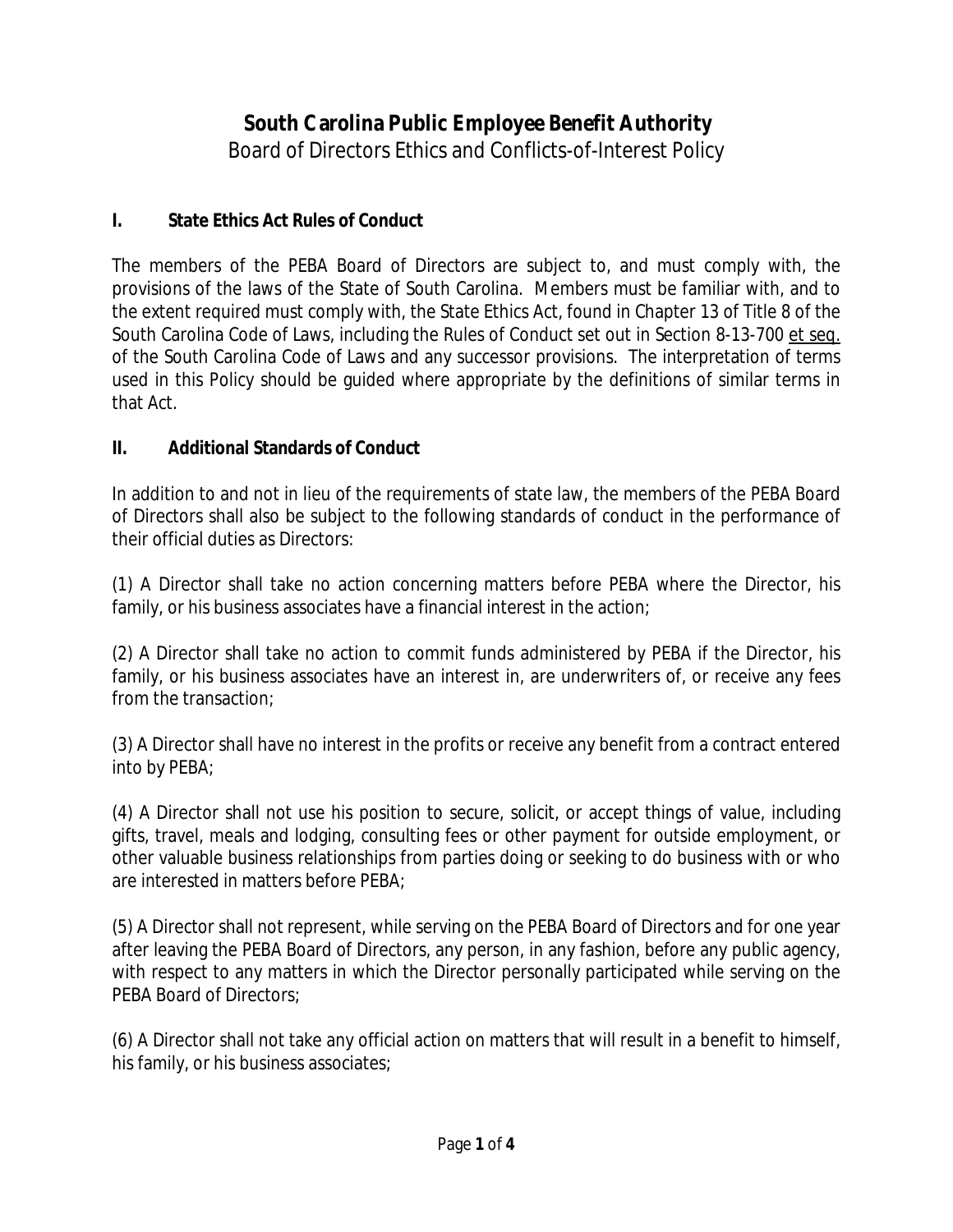# South Carolina Public Employee Benefit Authority

Board of Directors Ethics and Conflicts-of-Interest Policy

## I. State Ethics Act Rules of Conduct

The members of the PEBA Board of Directors are subject to, and must comply with, the provisions of the laws of the State of South Carolina. Members must be familiar with, and to the extent required must comply with, the State Ethics Act, found in Chapter 13 of Title 8 of the South Carolina Code of Laws, including the Rules of Conduct set out in Section 8-13-700 et seq. of the South Carolina Code of Laws and any successor provisions. The interpretation of terms used in this Policy should be guided where appropriate by the definitions of similar terms in that Act.

## II. Additional Standards of Conduct

In addition to and not in lieu of the requirements of state law, the members of the PEBA Board of Directors shall also be subject to the following standards of conduct in the performance of their official duties as Directors:

(1) A Director shall take no action concerning matters before PEBA where the Director, his family, or his business associates have a financial interest in the action;

(2) A Director shall take no action to commit funds administered by PEBA if the Director, his family, or his business associates have an interest in, are underwriters of, or receive any fees from the transaction;

(3) A Director shall have no interest in the profits or receive any benefit from a contract entered into by PEBA;

(4) A Director shall not use his position to secure, solicit, or accept things of value, including gifts, travel, meals and lodging, consulting fees or other payment for outside employment, or other valuable business relationships from parties doing or seeking to do business with or who are interested in matters before PEBA;

(5) A Director shall not represent, while serving on the PEBA Board of Directors and for one year after leaving the PEBA Board of Directors, any person, in any fashion, before any public agency, with respect to any matters in which the Director personally participated while serving on the PEBA Board of Directors;

(6) A Director shall not take any official action on matters that will result in a benefit to himself, his family, or his business associates;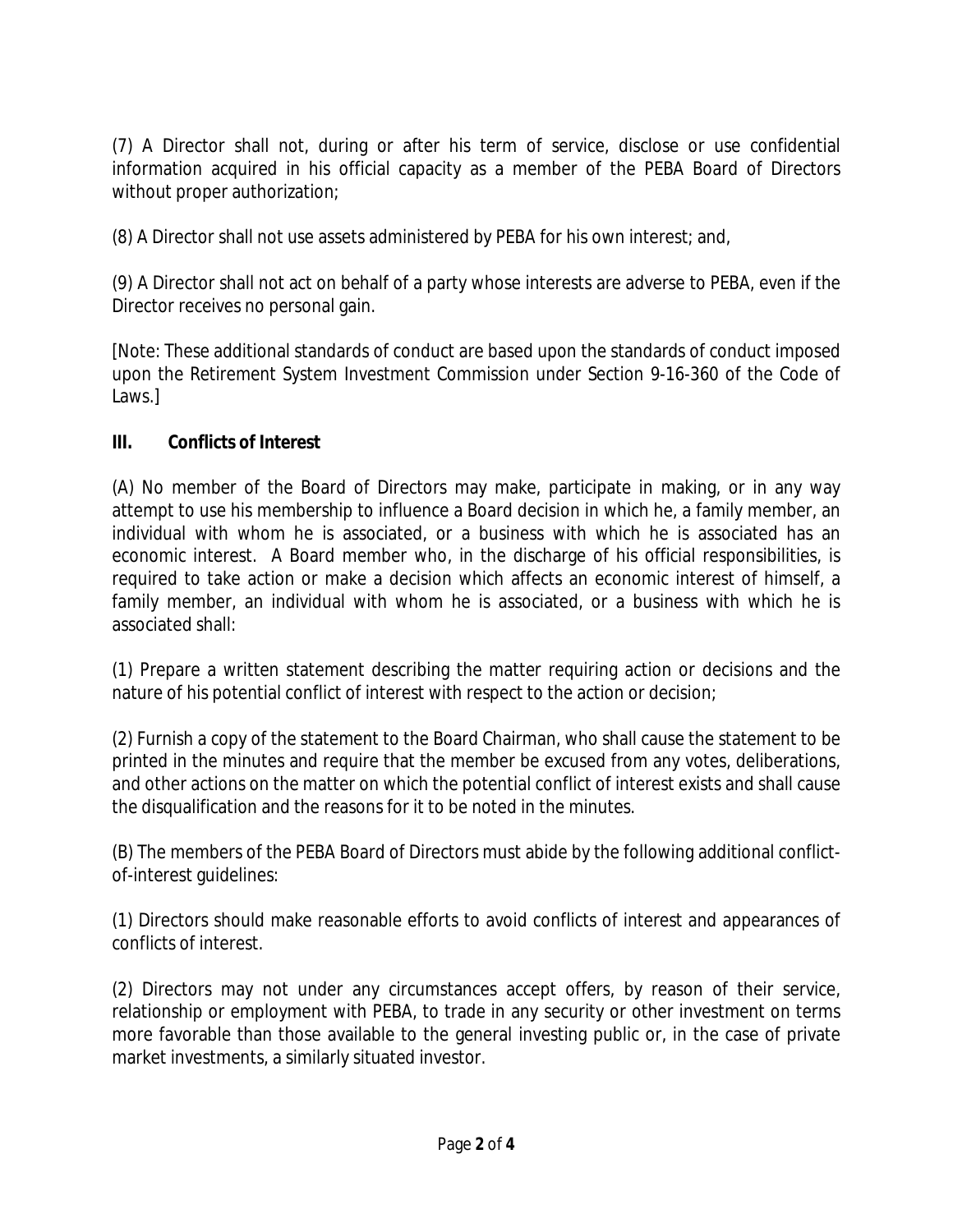(7) A Director shall not, during or after his term of service, disclose or use confidential information acquired in his official capacity as a member of the PEBA Board of Directors without proper authorization;

(8) A Director shall not use assets administered by PEBA for his own interest; and,

(9) A Director shall not act on behalf of a party whose interests are adverse to PEBA, even if the Director receives no personal gain.

[Note: These additional standards of conduct are based upon the standards of conduct imposed upon the Retirement System Investment Commission under Section 9-16-360 of the Code of Laws.]

## III. Conflicts of Interest

(A) No member of the Board of Directors may make, participate in making, or in any way attempt to use his membership to influence a Board decision in which he, a family member, an individual with whom he is associated, or a business with which he is associated has an economic interest. A Board member who, in the discharge of his official responsibilities, is required to take action or make a decision which affects an economic interest of himself, a family member, an individual with whom he is associated, or a business with which he is associated shall:

(1) Prepare a written statement describing the matter requiring action or decisions and the nature of his potential conflict of interest with respect to the action or decision;

(2) Furnish a copy of the statement to the Board Chairman, who shall cause the statement to be printed in the minutes and require that the member be excused from any votes, deliberations, and other actions on the matter on which the potential conflict of interest exists and shall cause the disqualification and the reasons for it to be noted in the minutes.

(B) The members of the PEBA Board of Directors must abide by the following additional conflict-of-interest guidelines:

(1) Directors should make reasonable efforts to avoid conflicts of interest and appearances of conflicts of interest.

(2) Directors may not under any circumstances accept offers, by reason of their service, relationship or employment with PEBA, to trade in any security or other investment on terms more favorable than those available to the general investing public or, in the case of private market investments, a similarly situated investor.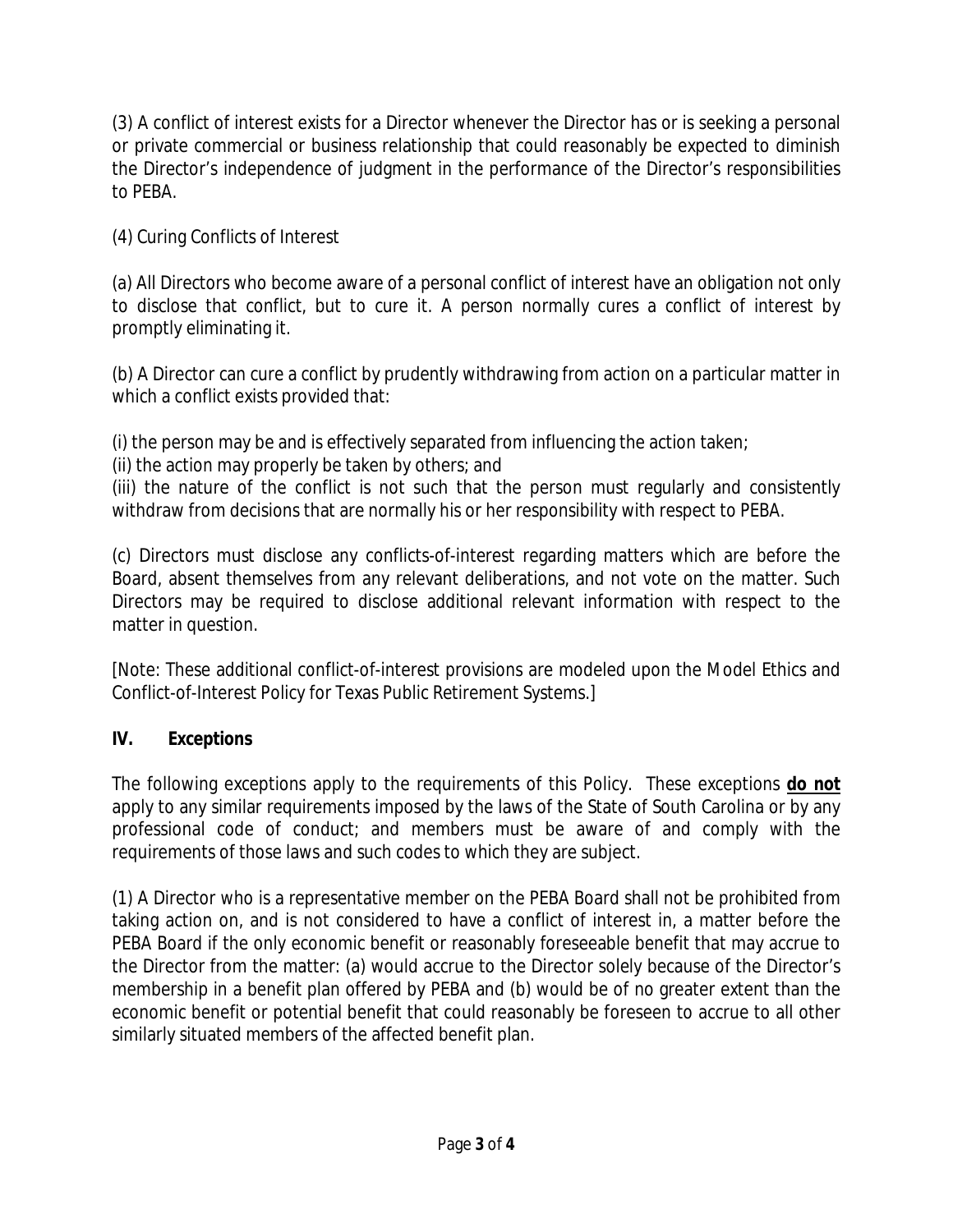(3) A conflict of interest exists for a Director whenever the Director has or is seeking a personal or private commercial or business relationship that could reasonably be expected to diminish the Director's independence of judgment in the performance of the Director's responsibilities to PEBA.

(4) Curing Conflicts of Interest

(a) All Directors who become aware of a personal conflict of interest have an obligation not only to disclose that conflict, but to cure it. A person normally cures a conflict of interest by promptly eliminating it.

(b) A Director can cure a conflict by prudently withdrawing from action on a particular matter in which a conflict exists provided that:

(i) the person may be and is effectively separated from influencing the action taken;
(ii) the action may properly be taken by others; and
(iii) the nature of the conflict is not such that the person must regularly and consistently withdraw from decisions that are normally his or her responsibility with respect to PEBA.

(c) Directors must disclose any conflicts-of-interest regarding matters which are before the Board, absent themselves from any relevant deliberations, and not vote on the matter. Such Directors may be required to disclose additional relevant information with respect to the matter in question.

[Note: These additional conflict-of-interest provisions are modeled upon the Model Ethics and Conflict-of-Interest Policy for Texas Public Retirement Systems.]

## IV. Exceptions

The following exceptions apply to the requirements of this Policy. These exceptions **do not** apply to any similar requirements imposed by the laws of the State of South Carolina or by any professional code of conduct; and members must be aware of and comply with the requirements of those laws and such codes to which they are subject.

(1) A Director who is a representative member on the PEBA Board shall not be prohibited from taking action on, and is not considered to have a conflict of interest in, a matter before the PEBA Board if the only economic benefit or reasonably foreseeable benefit that may accrue to the Director from the matter: (a) would accrue to the Director solely because of the Director's membership in a benefit plan offered by PEBA and (b) would be of no greater extent than the economic benefit or potential benefit that could reasonably be foreseen to accrue to all other similarly situated members of the affected benefit plan.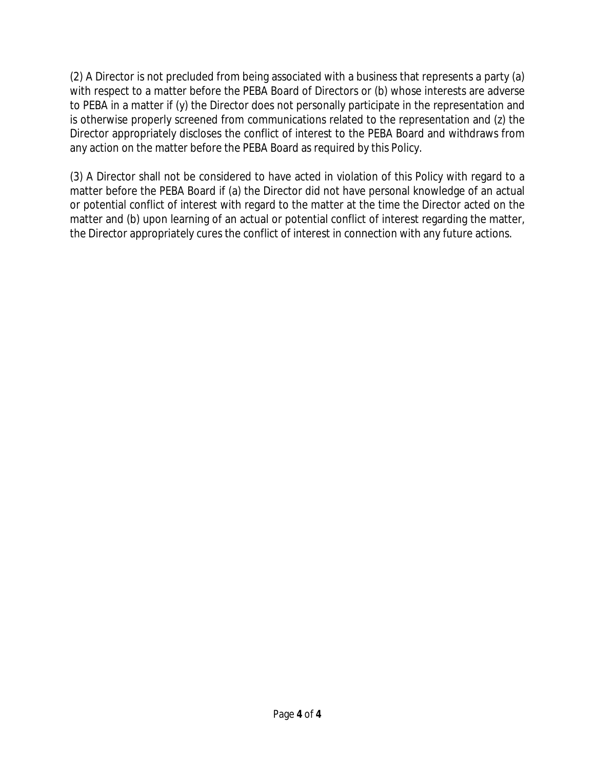(2) A Director is not precluded from being associated with a business that represents a party (a) with respect to a matter before the PEBA Board of Directors or (b) whose interests are adverse to PEBA in a matter if (y) the Director does not personally participate in the representation and is otherwise properly screened from communications related to the representation and (z) the Director appropriately discloses the conflict of interest to the PEBA Board and withdraws from any action on the matter before the PEBA Board as required by this Policy.

(3) A Director shall not be considered to have acted in violation of this Policy with regard to a matter before the PEBA Board if (a) the Director did not have personal knowledge of an actual or potential conflict of interest with regard to the matter at the time the Director acted on the matter and (b) upon learning of an actual or potential conflict of interest regarding the matter, the Director appropriately cures the conflict of interest in connection with any future actions.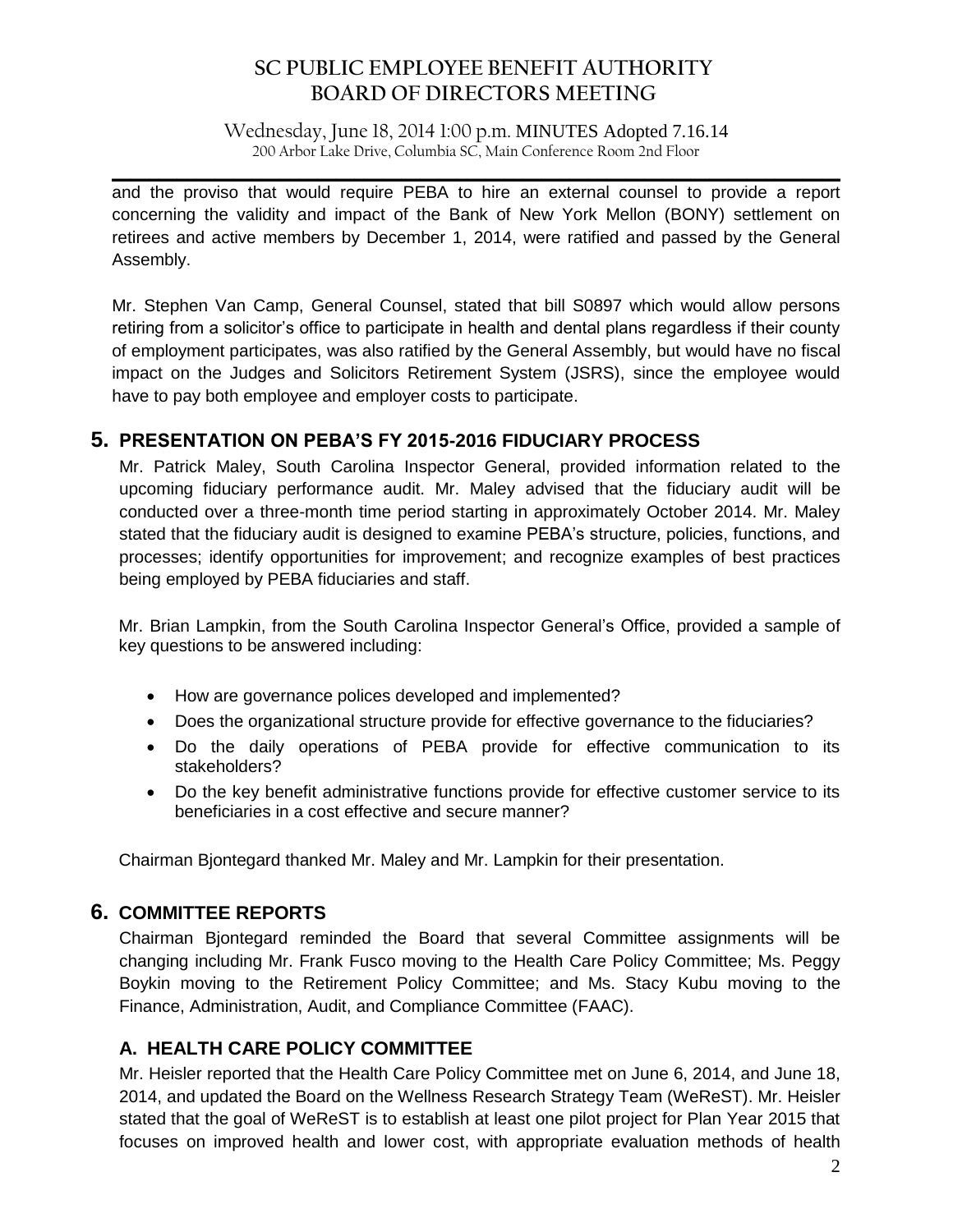and the proviso that would require PEBA to hire an external counsel to provide a report concerning the validity and impact of the Bank of New York Mellon (BONY) settlement on retirees and active members by December 1, 2014, were ratified and passed by the General Assembly.

Mr. Stephen Van Camp, General Counsel, stated that bill S0897 which would allow persons retiring from a solicitor's office to participate in health and dental plans regardless if their county of employment participates, was also ratified by the General Assembly, but would have no fiscal impact on the Judges and Solicitors Retirement System (JSRS), since the employee would have to pay both employee and employer costs to participate.

## 5. PRESENTATION ON PEBA'S FY 2015-2016 FIDUCIARY PROCESS

Mr. Patrick Maley, South Carolina Inspector General, provided information related to the upcoming fiduciary performance audit. Mr. Maley advised that the fiduciary audit will be conducted over a three-month time period starting in approximately October 2014. Mr. Maley stated that the fiduciary audit is designed to examine PEBA's structure, policies, functions, and processes; identify opportunities for improvement; and recognize examples of best practices being employed by PEBA fiduciaries and staff.

Mr. Brian Lampkin, from the South Carolina Inspector General's Office, provided a sample of key questions to be answered including:

- How are governance polices developed and implemented?
- Does the organizational structure provide for effective governance to the fiduciaries?
- Do the daily operations of PEBA provide for effective communication to its stakeholders?
- Do the key benefit administrative functions provide for effective customer service to its beneficiaries in a cost effective and secure manner?

Chairman Bjontegard thanked Mr. Maley and Mr. Lampkin for their presentation.

## 6. COMMITTEE REPORTS

Chairman Bjontegard reminded the Board that several Committee assignments will be changing including Mr. Frank Fusco moving to the Health Care Policy Committee; Ms. Peggy Boykin moving to the Retirement Policy Committee; and Ms. Stacy Kubu moving to the Finance, Administration, Audit, and Compliance Committee (FAAC).

### A. HEALTH CARE POLICY COMMITTEE

Mr. Heisler reported that the Health Care Policy Committee met on June 6, 2014, and June 18, 2014, and updated the Board on the Wellness Research Strategy Team (WeReST). Mr. Heisler stated that the goal of WeReST is to establish at least one pilot project for Plan Year 2015 that focuses on improved health and lower cost, with appropriate evaluation methods of health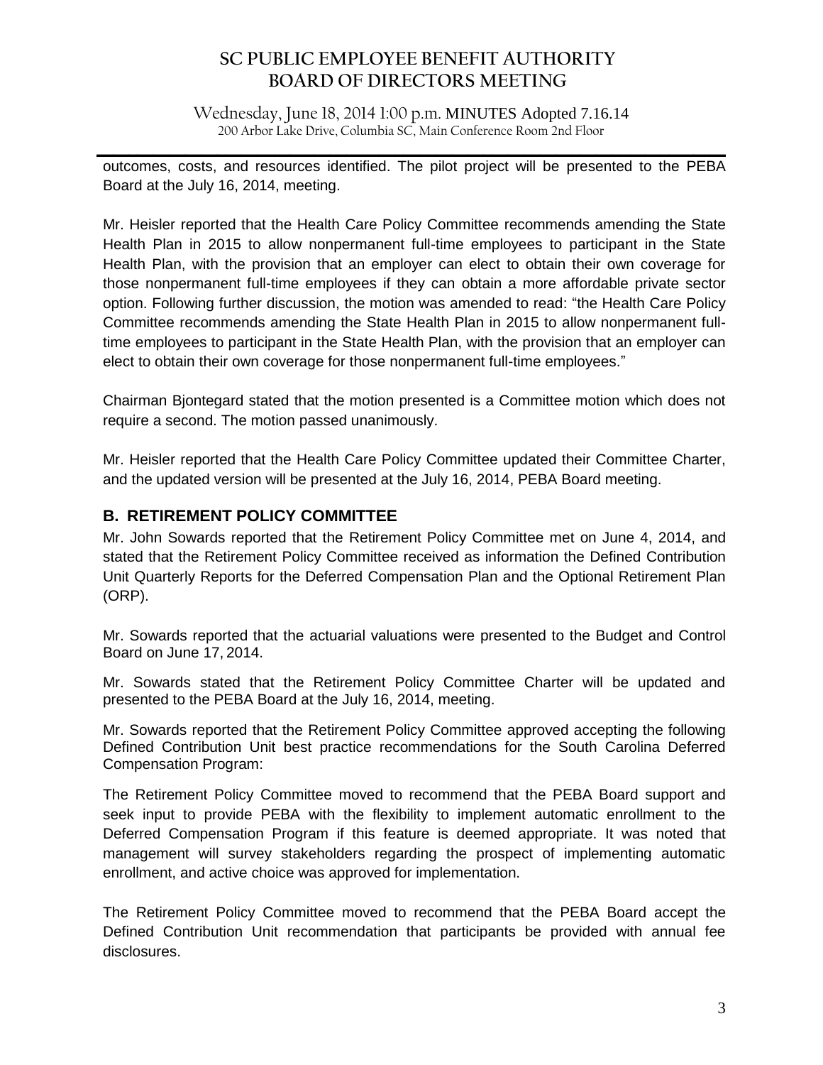outcomes, costs, and resources identified. The pilot project will be presented to the PEBA Board at the July 16, 2014, meeting.

Mr. Heisler reported that the Health Care Policy Committee recommends amending the State Health Plan in 2015 to allow nonpermanent full-time employees to participant in the State Health Plan, with the provision that an employer can elect to obtain their own coverage for those nonpermanent full-time employees if they can obtain a more affordable private sector option. Following further discussion, the motion was amended to read: "the Health Care Policy Committee recommends amending the State Health Plan in 2015 to allow nonpermanent full-time employees to participant in the State Health Plan, with the provision that an employer can elect to obtain their own coverage for those nonpermanent full-time employees."

Chairman Bjontegard stated that the motion presented is a Committee motion which does not require a second. The motion passed unanimously.

Mr. Heisler reported that the Health Care Policy Committee updated their Committee Charter, and the updated version will be presented at the July 16, 2014, PEBA Board meeting.

## B. RETIREMENT POLICY COMMITTEE

Mr. John Sowards reported that the Retirement Policy Committee met on June 4, 2014, and stated that the Retirement Policy Committee received as information the Defined Contribution Unit Quarterly Reports for the Deferred Compensation Plan and the Optional Retirement Plan (ORP).

Mr. Sowards reported that the actuarial valuations were presented to the Budget and Control Board on June 17, 2014.

Mr. Sowards stated that the Retirement Policy Committee Charter will be updated and presented to the PEBA Board at the July 16, 2014, meeting.

Mr. Sowards reported that the Retirement Policy Committee approved accepting the following Defined Contribution Unit best practice recommendations for the South Carolina Deferred Compensation Program:

The Retirement Policy Committee moved to recommend that the PEBA Board support and seek input to provide PEBA with the flexibility to implement automatic enrollment to the Deferred Compensation Program if this feature is deemed appropriate. It was noted that management will survey stakeholders regarding the prospect of implementing automatic enrollment, and active choice was approved for implementation.

The Retirement Policy Committee moved to recommend that the PEBA Board accept the Defined Contribution Unit recommendation that participants be provided with annual fee disclosures.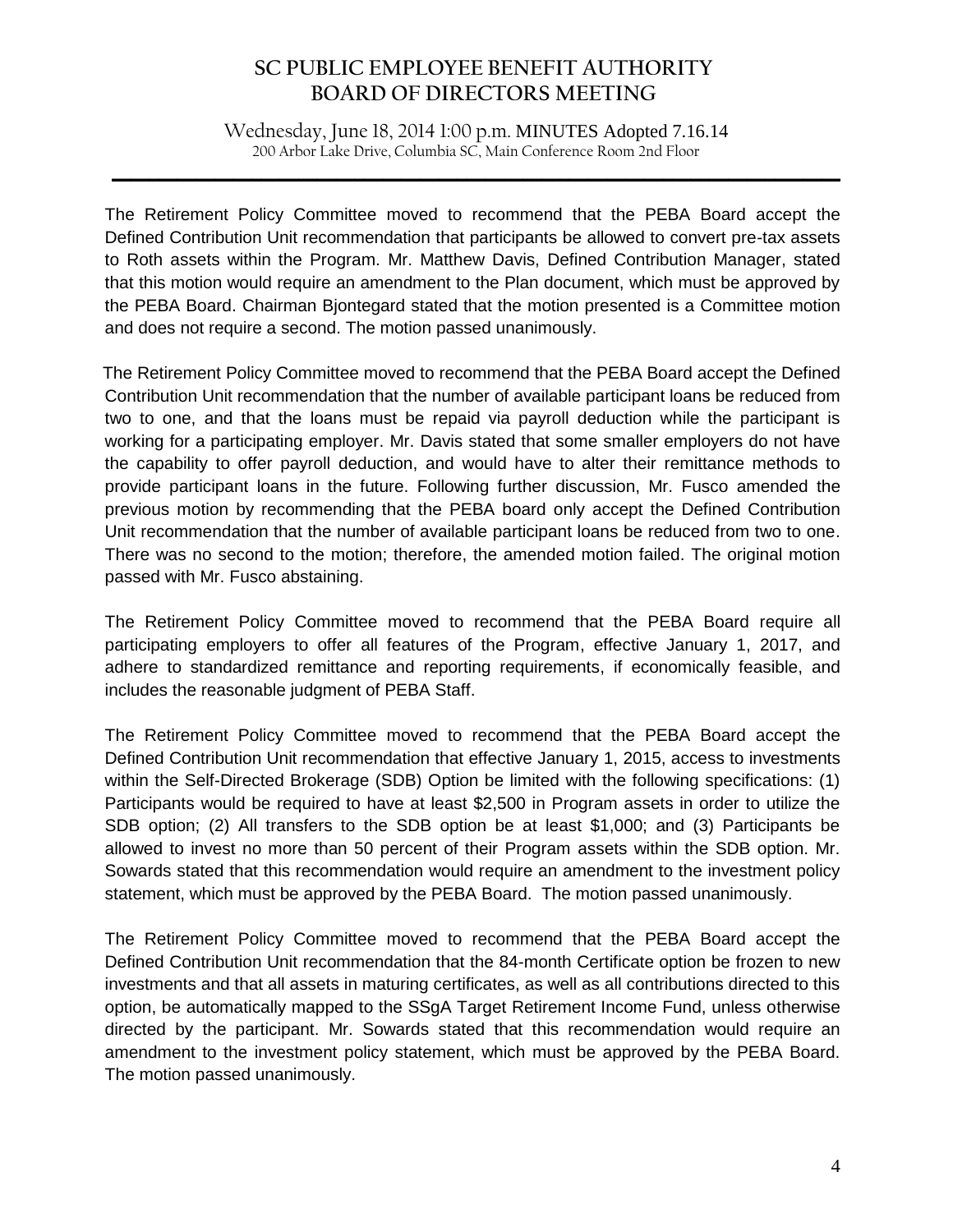The Retirement Policy Committee moved to recommend that the PEBA Board accept the Defined Contribution Unit recommendation that participants be allowed to convert pre-tax assets to Roth assets within the Program. Mr. Matthew Davis, Defined Contribution Manager, stated that this motion would require an amendment to the Plan document, which must be approved by the PEBA Board. Chairman Bjontegard stated that the motion presented is a Committee motion and does not require a second. The motion passed unanimously.

The Retirement Policy Committee moved to recommend that the PEBA Board accept the Defined Contribution Unit recommendation that the number of available participant loans be reduced from two to one, and that the loans must be repaid via payroll deduction while the participant is working for a participating employer. Mr. Davis stated that some smaller employers do not have the capability to offer payroll deduction, and would have to alter their remittance methods to provide participant loans in the future. Following further discussion, Mr. Fusco amended the previous motion by recommending that the PEBA board only accept the Defined Contribution Unit recommendation that the number of available participant loans be reduced from two to one. There was no second to the motion; therefore, the amended motion failed. The original motion passed with Mr. Fusco abstaining.

The Retirement Policy Committee moved to recommend that the PEBA Board require all participating employers to offer all features of the Program, effective January 1, 2017, and adhere to standardized remittance and reporting requirements, if economically feasible, and includes the reasonable judgment of PEBA Staff.

The Retirement Policy Committee moved to recommend that the PEBA Board accept the Defined Contribution Unit recommendation that effective January 1, 2015, access to investments within the Self-Directed Brokerage (SDB) Option be limited with the following specifications: (1) Participants would be required to have at least $2,500 in Program assets in order to utilize the SDB option; (2) All transfers to the SDB option be at least $1,000; and (3) Participants be allowed to invest no more than 50 percent of their Program assets within the SDB option. Mr. Sowards stated that this recommendation would require an amendment to the investment policy statement, which must be approved by the PEBA Board. The motion passed unanimously.

The Retirement Policy Committee moved to recommend that the PEBA Board accept the Defined Contribution Unit recommendation that the 84-month Certificate option be frozen to new investments and that all assets in maturing certificates, as well as all contributions directed to this option, be automatically mapped to the SSgA Target Retirement Income Fund, unless otherwise directed by the participant. Mr. Sowards stated that this recommendation would require an amendment to the investment policy statement, which must be approved by the PEBA Board. The motion passed unanimously.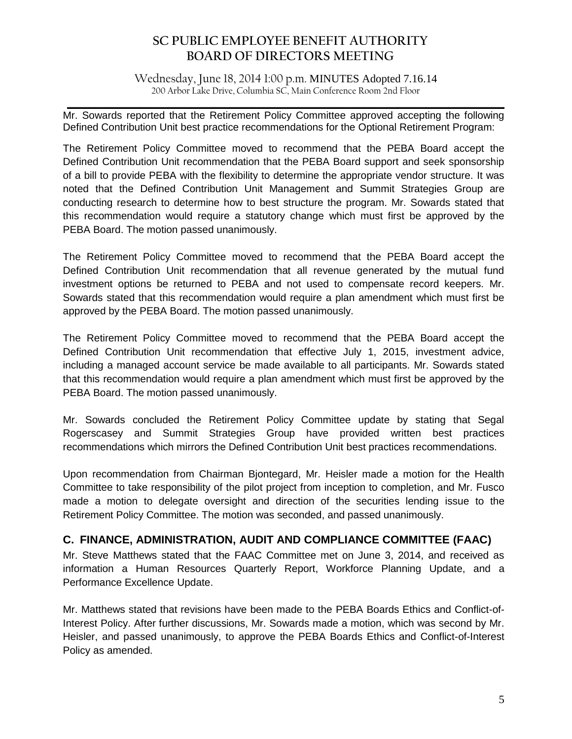Mr. Sowards reported that the Retirement Policy Committee approved accepting the following Defined Contribution Unit best practice recommendations for the Optional Retirement Program:

The Retirement Policy Committee moved to recommend that the PEBA Board accept the Defined Contribution Unit recommendation that the PEBA Board support and seek sponsorship of a bill to provide PEBA with the flexibility to determine the appropriate vendor structure. It was noted that the Defined Contribution Unit Management and Summit Strategies Group are conducting research to determine how to best structure the program. Mr. Sowards stated that this recommendation would require a statutory change which must first be approved by the PEBA Board. The motion passed unanimously.

The Retirement Policy Committee moved to recommend that the PEBA Board accept the Defined Contribution Unit recommendation that all revenue generated by the mutual fund investment options be returned to PEBA and not used to compensate record keepers. Mr. Sowards stated that this recommendation would require a plan amendment which must first be approved by the PEBA Board. The motion passed unanimously.

The Retirement Policy Committee moved to recommend that the PEBA Board accept the Defined Contribution Unit recommendation that effective July 1, 2015, investment advice, including a managed account service be made available to all participants. Mr. Sowards stated that this recommendation would require a plan amendment which must first be approved by the PEBA Board. The motion passed unanimously.

Mr. Sowards concluded the Retirement Policy Committee update by stating that Segal Rogerscasey and Summit Strategies Group have provided written best practices recommendations which mirrors the Defined Contribution Unit best practices recommendations.

Upon recommendation from Chairman Bjontegard, Mr. Heisler made a motion for the Health Committee to take responsibility of the pilot project from inception to completion, and Mr. Fusco made a motion to delegate oversight and direction of the securities lending issue to the Retirement Policy Committee. The motion was seconded, and passed unanimously.

## C. FINANCE, ADMINISTRATION, AUDIT AND COMPLIANCE COMMITTEE (FAAC)

Mr. Steve Matthews stated that the FAAC Committee met on June 3, 2014, and received as information a Human Resources Quarterly Report, Workforce Planning Update, and a Performance Excellence Update.

Mr. Matthews stated that revisions have been made to the PEBA Boards Ethics and Conflict-of-Interest Policy. After further discussions, Mr. Sowards made a motion, which was second by Mr. Heisler, and passed unanimously, to approve the PEBA Boards Ethics and Conflict-of-Interest Policy as amended.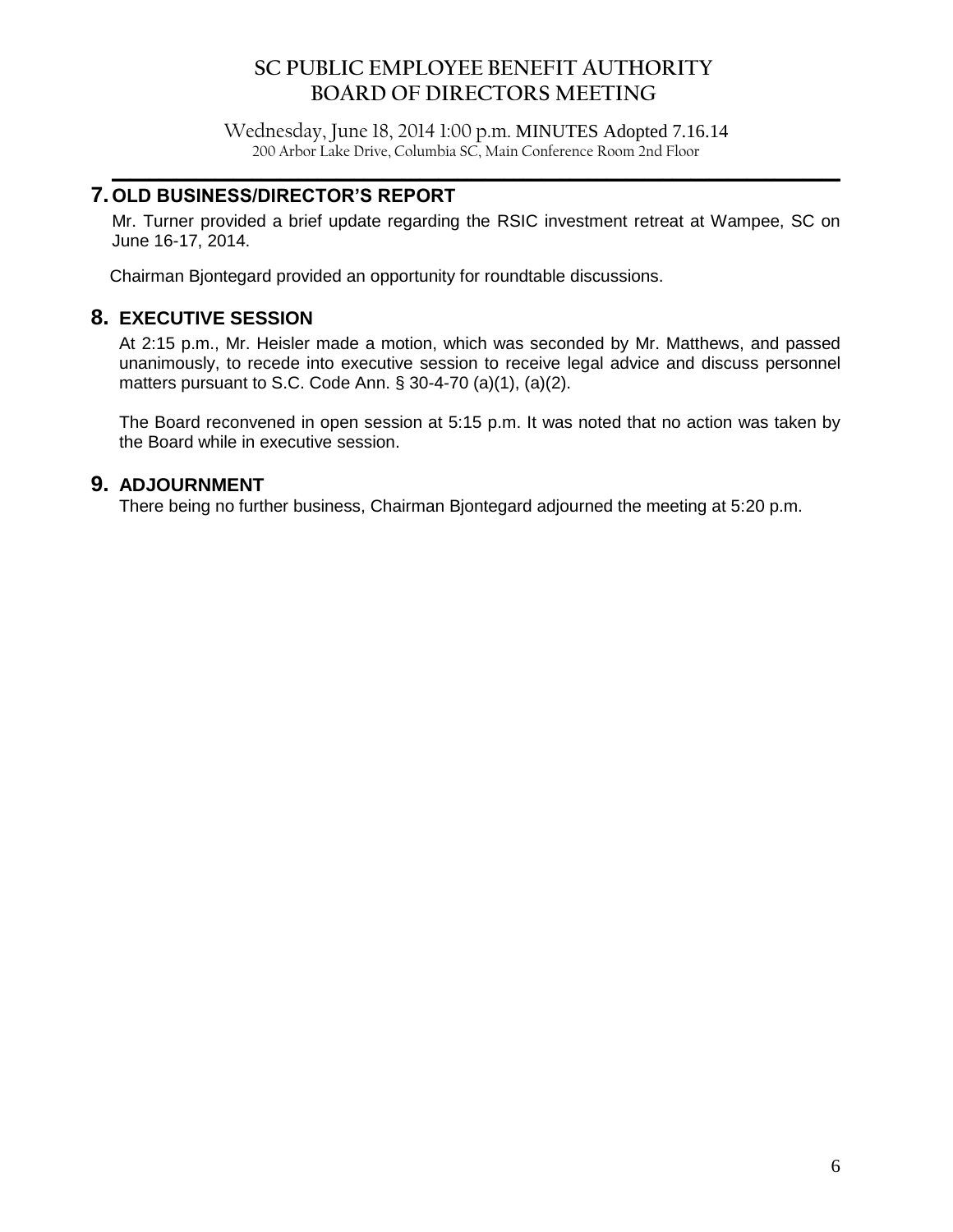# SC PUBLIC EMPLOYEE BENEFIT AUTHORITY BOARD OF DIRECTORS MEETING

Wednesday, June 18, 2014 1:00 p.m. MINUTES Adopted 7.16.14
200 Arbor Lake Drive, Columbia SC, Main Conference Room 2nd Floor

## 7. OLD BUSINESS/DIRECTOR'S REPORT

Mr. Turner provided a brief update regarding the RSIC investment retreat at Wampee, SC on June 16-17, 2014.

Chairman Bjontegard provided an opportunity for roundtable discussions.

## 8. EXECUTIVE SESSION

At 2:15 p.m., Mr. Heisler made a motion, which was seconded by Mr. Matthews, and passed unanimously, to recede into executive session to receive legal advice and discuss personnel matters pursuant to S.C. Code Ann. § 30-4-70 (a)(1), (a)(2).

The Board reconvened in open session at 5:15 p.m. It was noted that no action was taken by the Board while in executive session.

## 9. ADJOURNMENT

There being no further business, Chairman Bjontegard adjourned the meeting at 5:20 p.m.